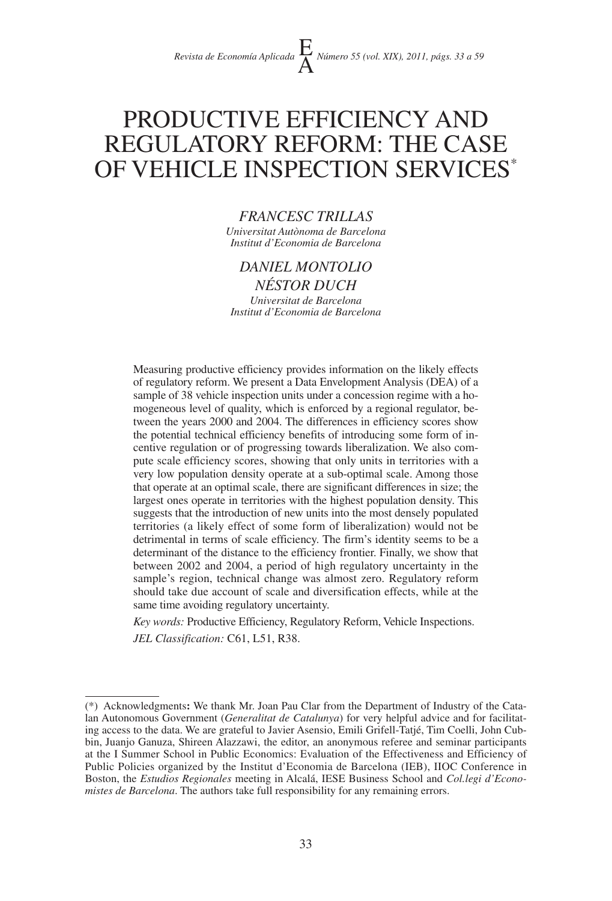# PRODUCTIVE EFFICIENCY AND REGULATORY REFORM: THE CASE OF VEHICLE INSPECTION SERVICES*

*FRANCESC TRILLAS*
*Universitat Autònoma de Barcelona*
*Institut d'Economia de Barcelona*

*DANIEL MONTOLIO*
*NÉSTOR DUCH*
*Universitat de Barcelona*
*Institut d'Economia de Barcelona*

Measuring productive efficiency provides information on the likely effects of regulatory reform. We present a Data Envelopment Analysis (DEA) of a sample of 38 vehicle inspection units under a concession regime with a homogeneous level of quality, which is enforced by a regional regulator, between the years 2000 and 2004. The differences in efficiency scores show the potential technical efficiency benefits of introducing some form of incentive regulation or of progressing towards liberalization. We also compute scale efficiency scores, showing that only units in territories with a very low population density operate at a sub-optimal scale. Among those that operate at an optimal scale, there are significant differences in size; the largest ones operate in territories with the highest population density. This suggests that the introduction of new units into the most densely populated territories (a likely effect of some form of liberalization) would not be detrimental in terms of scale efficiency. The firm's identity seems to be a determinant of the distance to the efficiency frontier. Finally, we show that between 2002 and 2004, a period of high regulatory uncertainty in the sample's region, technical change was almost zero. Regulatory reform should take due account of scale and diversification effects, while at the same time avoiding regulatory uncertainty.

*Key words:* Productive Efficiency, Regulatory Reform, Vehicle Inspections.

*JEL Classification:* C61, L51, R38.

---

(*) Acknowledgments**:** We thank Mr. Joan Pau Clar from the Department of Industry of the Catalan Autonomous Government (*Generalitat de Catalunya*) for very helpful advice and for facilitating access to the data. We are grateful to Javier Asensio, Emili Grifell-Tatjé, Tim Coelli, John Cubbin, Juanjo Ganuza, Shireen Alazzawi, the editor, an anonymous referee and seminar participants at the I Summer School in Public Economics: Evaluation of the Effectiveness and Efficiency of Public Policies organized by the Institut d'Economia de Barcelona (IEB), IIOC Conference in Boston, the *Estudios Regionales* meeting in Alcalá, IESE Business School and *Col.legi d'Economistes de Barcelona*. The authors take full responsibility for any remaining errors.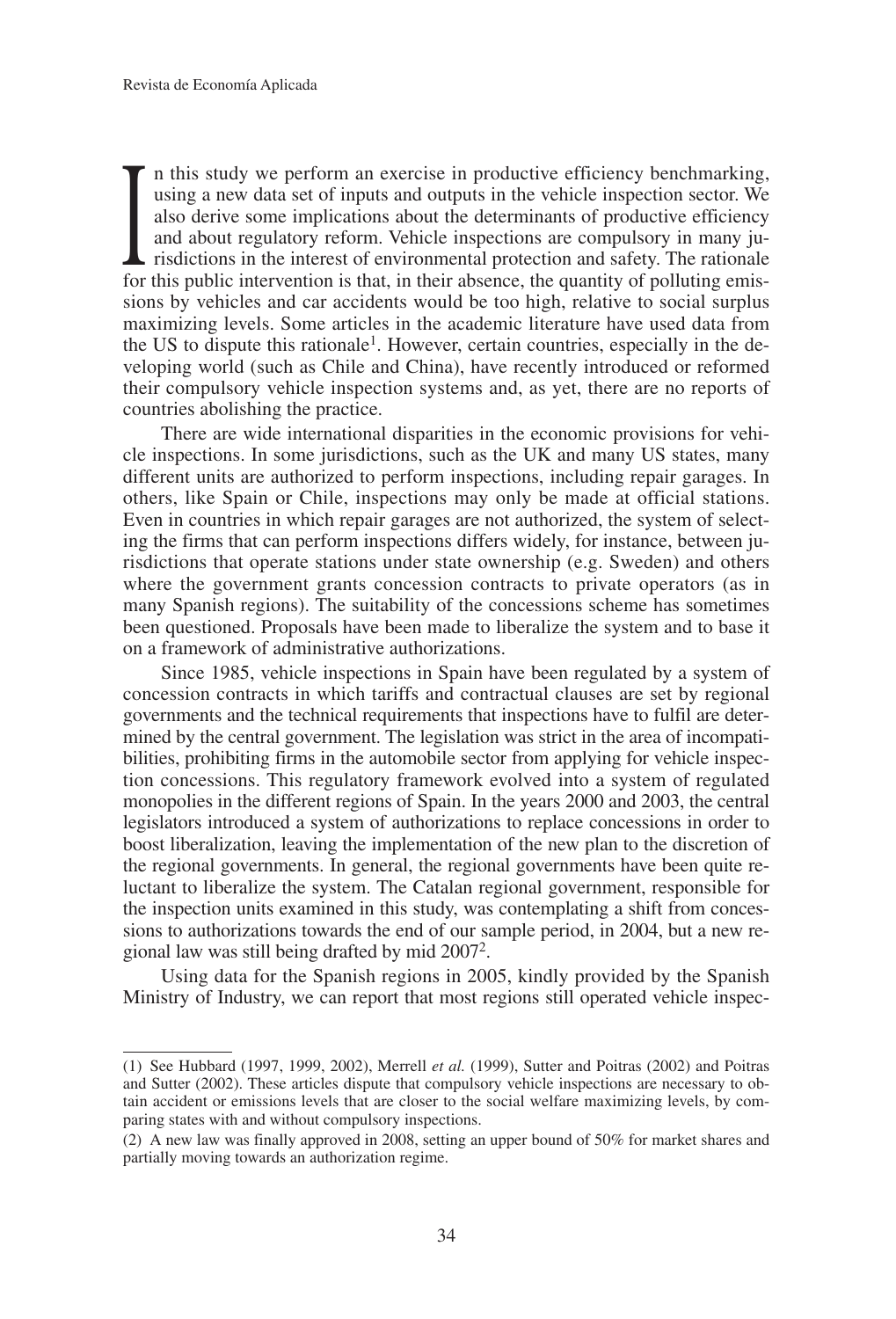In this study we perform an exercise in productive efficiency benchmarking, using a new data set of inputs and outputs in the vehicle inspection sector. We also derive some implications about the determinants of productive efficiency and about regulatory reform. Vehicle inspections are compulsory in many jurisdictions in the interest of environmental protection and safety. The rationale for this public intervention is that, in their absence, the quantity of polluting emissions by vehicles and car accidents would be too high, relative to social surplus maximizing levels. Some articles in the academic literature have used data from the US to dispute this rationale[1]. However, certain countries, especially in the developing world (such as Chile and China), have recently introduced or reformed their compulsory vehicle inspection systems and, as yet, there are no reports of countries abolishing the practice.

There are wide international disparities in the economic provisions for vehicle inspections. In some jurisdictions, such as the UK and many US states, many different units are authorized to perform inspections, including repair garages. In others, like Spain or Chile, inspections may only be made at official stations. Even in countries in which repair garages are not authorized, the system of selecting the firms that can perform inspections differs widely, for instance, between jurisdictions that operate stations under state ownership (e.g. Sweden) and others where the government grants concession contracts to private operators (as in many Spanish regions). The suitability of the concessions scheme has sometimes been questioned. Proposals have been made to liberalize the system and to base it on a framework of administrative authorizations.

Since 1985, vehicle inspections in Spain have been regulated by a system of concession contracts in which tariffs and contractual clauses are set by regional governments and the technical requirements that inspections have to fulfil are determined by the central government. The legislation was strict in the area of incompatibilities, prohibiting firms in the automobile sector from applying for vehicle inspection concessions. This regulatory framework evolved into a system of regulated monopolies in the different regions of Spain. In the years 2000 and 2003, the central legislators introduced a system of authorizations to replace concessions in order to boost liberalization, leaving the implementation of the new plan to the discretion of the regional governments. In general, the regional governments have been quite reluctant to liberalize the system. The Catalan regional government, responsible for the inspection units examined in this study, was contemplating a shift from concessions to authorizations towards the end of our sample period, in 2004, but a new regional law was still being drafted by mid 2007[2].

Using data for the Spanish regions in 2005, kindly provided by the Spanish Ministry of Industry, we can report that most regions still operated vehicle inspec-

---

(1) See Hubbard (1997, 1999, 2002), Merrell *et al.* (1999), Sutter and Poitras (2002) and Poitras and Sutter (2002). These articles dispute that compulsory vehicle inspections are necessary to obtain accident or emissions levels that are closer to the social welfare maximizing levels, by comparing states with and without compulsory inspections.

(2) A new law was finally approved in 2008, setting an upper bound of 50% for market shares and partially moving towards an authorization regime.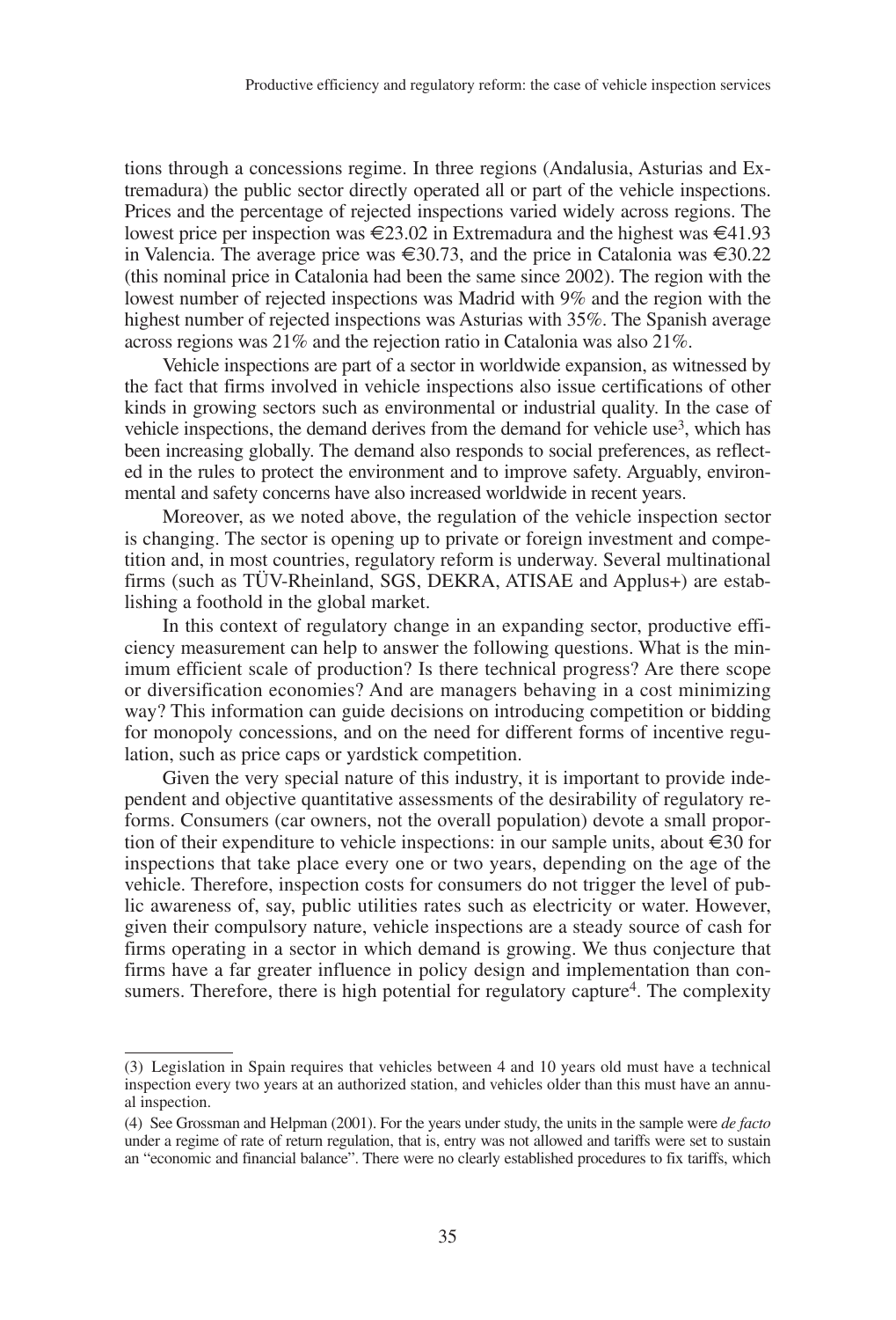tions through a concessions regime. In three regions (Andalusia, Asturias and Extremadura) the public sector directly operated all or part of the vehicle inspections. Prices and the percentage of rejected inspections varied widely across regions. The lowest price per inspection was €23.02 in Extremadura and the highest was €41.93 in Valencia. The average price was €30.73, and the price in Catalonia was €30.22 (this nominal price in Catalonia had been the same since 2002). The region with the lowest number of rejected inspections was Madrid with 9% and the region with the highest number of rejected inspections was Asturias with 35%. The Spanish average across regions was 21% and the rejection ratio in Catalonia was also 21%.

Vehicle inspections are part of a sector in worldwide expansion, as witnessed by the fact that firms involved in vehicle inspections also issue certifications of other kinds in growing sectors such as environmental or industrial quality. In the case of vehicle inspections, the demand derives from the demand for vehicle use[3], which has been increasing globally. The demand also responds to social preferences, as reflected in the rules to protect the environment and to improve safety. Arguably, environmental and safety concerns have also increased worldwide in recent years.

Moreover, as we noted above, the regulation of the vehicle inspection sector is changing. The sector is opening up to private or foreign investment and competition and, in most countries, regulatory reform is underway. Several multinational firms (such as TÜV-Rheinland, SGS, DEKRA, ATISAE and Applus+) are establishing a foothold in the global market.

In this context of regulatory change in an expanding sector, productive efficiency measurement can help to answer the following questions. What is the minimum efficient scale of production? Is there technical progress? Are there scope or diversification economies? And are managers behaving in a cost minimizing way? This information can guide decisions on introducing competition or bidding for monopoly concessions, and on the need for different forms of incentive regulation, such as price caps or yardstick competition.

Given the very special nature of this industry, it is important to provide independent and objective quantitative assessments of the desirability of regulatory reforms. Consumers (car owners, not the overall population) devote a small proportion of their expenditure to vehicle inspections: in our sample units, about €30 for inspections that take place every one or two years, depending on the age of the vehicle. Therefore, inspection costs for consumers do not trigger the level of public awareness of, say, public utilities rates such as electricity or water. However, given their compulsory nature, vehicle inspections are a steady source of cash for firms operating in a sector in which demand is growing. We thus conjecture that firms have a far greater influence in policy design and implementation than consumers. Therefore, there is high potential for regulatory capture[4]. The complexity

---

(3) Legislation in Spain requires that vehicles between 4 and 10 years old must have a technical inspection every two years at an authorized station, and vehicles older than this must have an annual inspection.

(4) See Grossman and Helpman (2001). For the years under study, the units in the sample were *de facto* under a regime of rate of return regulation, that is, entry was not allowed and tariffs were set to sustain an "economic and financial balance". There were no clearly established procedures to fix tariffs, which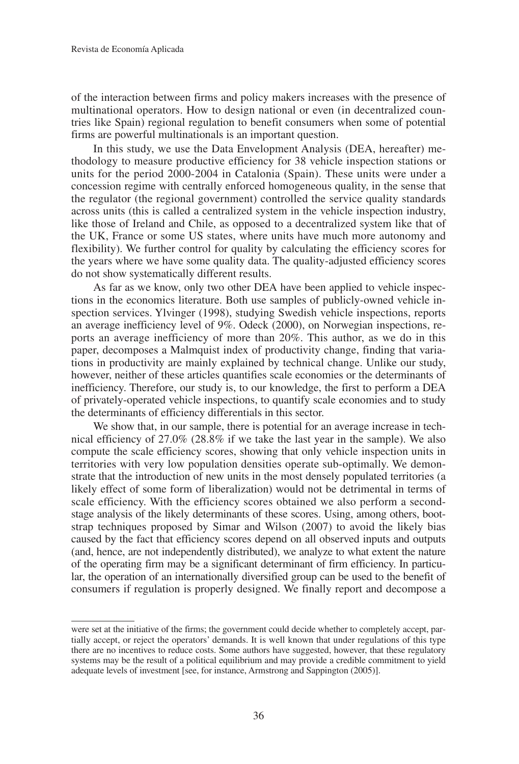of the interaction between firms and policy makers increases with the presence of multinational operators. How to design national or even (in decentralized countries like Spain) regional regulation to benefit consumers when some of potential firms are powerful multinationals is an important question.

In this study, we use the Data Envelopment Analysis (DEA, hereafter) methodology to measure productive efficiency for 38 vehicle inspection stations or units for the period 2000-2004 in Catalonia (Spain). These units were under a concession regime with centrally enforced homogeneous quality, in the sense that the regulator (the regional government) controlled the service quality standards across units (this is called a centralized system in the vehicle inspection industry, like those of Ireland and Chile, as opposed to a decentralized system like that of the UK, France or some US states, where units have much more autonomy and flexibility). We further control for quality by calculating the efficiency scores for the years where we have some quality data. The quality-adjusted efficiency scores do not show systematically different results.

As far as we know, only two other DEA have been applied to vehicle inspections in the economics literature. Both use samples of publicly-owned vehicle inspection services. Ylvinger (1998), studying Swedish vehicle inspections, reports an average inefficiency level of 9%. Odeck (2000), on Norwegian inspections, reports an average inefficiency of more than 20%. This author, as we do in this paper, decomposes a Malmquist index of productivity change, finding that variations in productivity are mainly explained by technical change. Unlike our study, however, neither of these articles quantifies scale economies or the determinants of inefficiency. Therefore, our study is, to our knowledge, the first to perform a DEA of privately-operated vehicle inspections, to quantify scale economies and to study the determinants of efficiency differentials in this sector.

We show that, in our sample, there is potential for an average increase in technical efficiency of 27.0% (28.8% if we take the last year in the sample). We also compute the scale efficiency scores, showing that only vehicle inspection units in territories with very low population densities operate sub-optimally. We demonstrate that the introduction of new units in the most densely populated territories (a likely effect of some form of liberalization) would not be detrimental in terms of scale efficiency. With the efficiency scores obtained we also perform a second-stage analysis of the likely determinants of these scores. Using, among others, bootstrap techniques proposed by Simar and Wilson (2007) to avoid the likely bias caused by the fact that efficiency scores depend on all observed inputs and outputs (and, hence, are not independently distributed), we analyze to what extent the nature of the operating firm may be a significant determinant of firm efficiency. In particular, the operation of an internationally diversified group can be used to the benefit of consumers if regulation is properly designed. We finally report and decompose a

---

were set at the initiative of the firms; the government could decide whether to completely accept, partially accept, or reject the operators' demands. It is well known that under regulations of this type there are no incentives to reduce costs. Some authors have suggested, however, that these regulatory systems may be the result of a political equilibrium and may provide a credible commitment to yield adequate levels of investment [see, for instance, Armstrong and Sappington (2005)].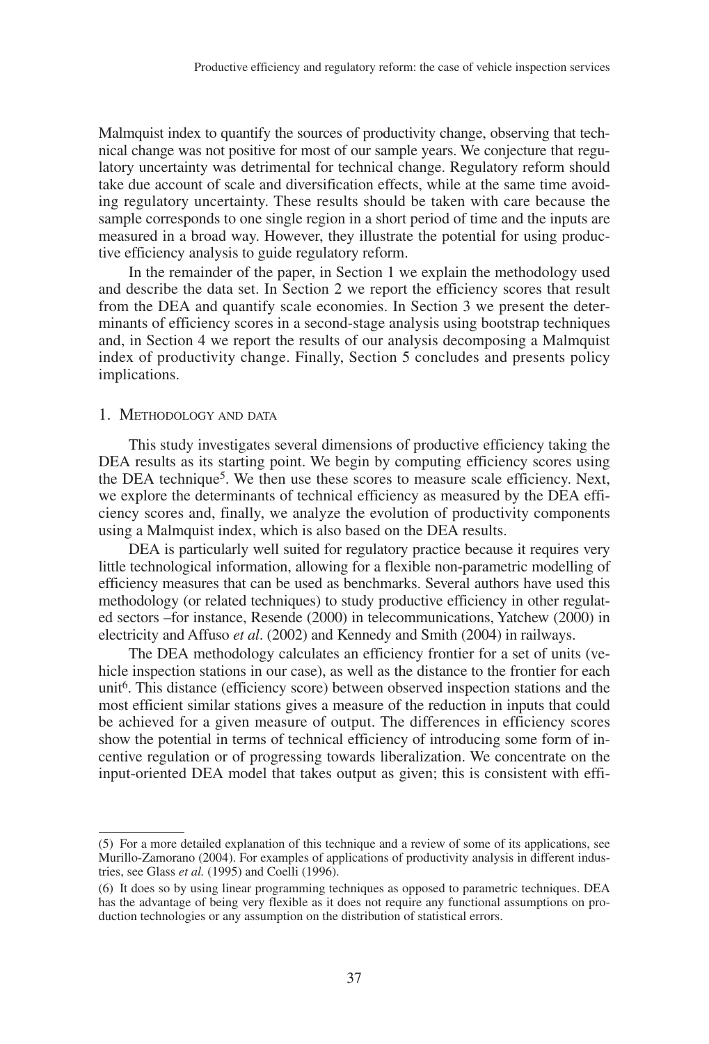Malmquist index to quantify the sources of productivity change, observing that technical change was not positive for most of our sample years. We conjecture that regulatory uncertainty was detrimental for technical change. Regulatory reform should take due account of scale and diversification effects, while at the same time avoiding regulatory uncertainty. These results should be taken with care because the sample corresponds to one single region in a short period of time and the inputs are measured in a broad way. However, they illustrate the potential for using productive efficiency analysis to guide regulatory reform.

In the remainder of the paper, in Section 1 we explain the methodology used and describe the data set. In Section 2 we report the efficiency scores that result from the DEA and quantify scale economies. In Section 3 we present the determinants of efficiency scores in a second-stage analysis using bootstrap techniques and, in Section 4 we report the results of our analysis decomposing a Malmquist index of productivity change. Finally, Section 5 concludes and presents policy implications.

## 1. Methodology and data

This study investigates several dimensions of productive efficiency taking the DEA results as its starting point. We begin by computing efficiency scores using the DEA technique[5]. We then use these scores to measure scale efficiency. Next, we explore the determinants of technical efficiency as measured by the DEA efficiency scores and, finally, we analyze the evolution of productivity components using a Malmquist index, which is also based on the DEA results.

DEA is particularly well suited for regulatory practice because it requires very little technological information, allowing for a flexible non-parametric modelling of efficiency measures that can be used as benchmarks. Several authors have used this methodology (or related techniques) to study productive efficiency in other regulated sectors –for instance, Resende (2000) in telecommunications, Yatchew (2000) in electricity and Affuso *et al*. (2002) and Kennedy and Smith (2004) in railways.

The DEA methodology calculates an efficiency frontier for a set of units (vehicle inspection stations in our case), as well as the distance to the frontier for each unit[6]. This distance (efficiency score) between observed inspection stations and the most efficient similar stations gives a measure of the reduction in inputs that could be achieved for a given measure of output. The differences in efficiency scores show the potential in terms of technical efficiency of introducing some form of incentive regulation or of progressing towards liberalization. We concentrate on the input-oriented DEA model that takes output as given; this is consistent with effi-

(5) For a more detailed explanation of this technique and a review of some of its applications, see Murillo-Zamorano (2004). For examples of applications of productivity analysis in different industries, see Glass *et al.* (1995) and Coelli (1996).

(6) It does so by using linear programming techniques as opposed to parametric techniques. DEA has the advantage of being very flexible as it does not require any functional assumptions on production technologies or any assumption on the distribution of statistical errors.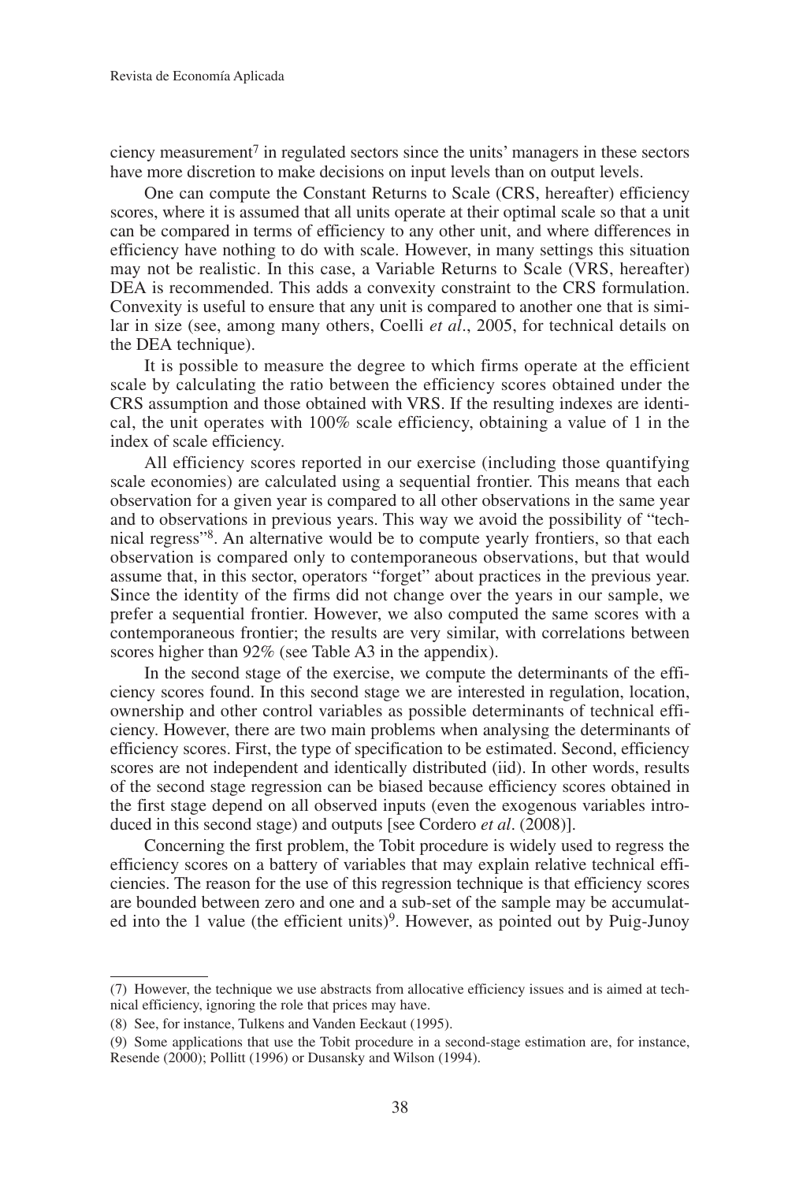ciency measurement[7] in regulated sectors since the units' managers in these sectors have more discretion to make decisions on input levels than on output levels.

One can compute the Constant Returns to Scale (CRS, hereafter) efficiency scores, where it is assumed that all units operate at their optimal scale so that a unit can be compared in terms of efficiency to any other unit, and where differences in efficiency have nothing to do with scale. However, in many settings this situation may not be realistic. In this case, a Variable Returns to Scale (VRS, hereafter) DEA is recommended. This adds a convexity constraint to the CRS formulation. Convexity is useful to ensure that any unit is compared to another one that is similar in size (see, among many others, Coelli *et al*., 2005, for technical details on the DEA technique).

It is possible to measure the degree to which firms operate at the efficient scale by calculating the ratio between the efficiency scores obtained under the CRS assumption and those obtained with VRS. If the resulting indexes are identical, the unit operates with 100% scale efficiency, obtaining a value of 1 in the index of scale efficiency.

All efficiency scores reported in our exercise (including those quantifying scale economies) are calculated using a sequential frontier. This means that each observation for a given year is compared to all other observations in the same year and to observations in previous years. This way we avoid the possibility of "technical regress"[8]. An alternative would be to compute yearly frontiers, so that each observation is compared only to contemporaneous observations, but that would assume that, in this sector, operators "forget" about practices in the previous year. Since the identity of the firms did not change over the years in our sample, we prefer a sequential frontier. However, we also computed the same scores with a contemporaneous frontier; the results are very similar, with correlations between scores higher than 92% (see Table A3 in the appendix).

In the second stage of the exercise, we compute the determinants of the efficiency scores found. In this second stage we are interested in regulation, location, ownership and other control variables as possible determinants of technical efficiency. However, there are two main problems when analysing the determinants of efficiency scores. First, the type of specification to be estimated. Second, efficiency scores are not independent and identically distributed (iid). In other words, results of the second stage regression can be biased because efficiency scores obtained in the first stage depend on all observed inputs (even the exogenous variables introduced in this second stage) and outputs [see Cordero *et al*. (2008)].

Concerning the first problem, the Tobit procedure is widely used to regress the efficiency scores on a battery of variables that may explain relative technical efficiencies. The reason for the use of this regression technique is that efficiency scores are bounded between zero and one and a sub-set of the sample may be accumulated into the 1 value (the efficient units)[9]. However, as pointed out by Puig-Junoy

---

(7) However, the technique we use abstracts from allocative efficiency issues and is aimed at technical efficiency, ignoring the role that prices may have.

(8) See, for instance, Tulkens and Vanden Eeckaut (1995).

(9) Some applications that use the Tobit procedure in a second-stage estimation are, for instance, Resende (2000); Pollitt (1996) or Dusansky and Wilson (1994).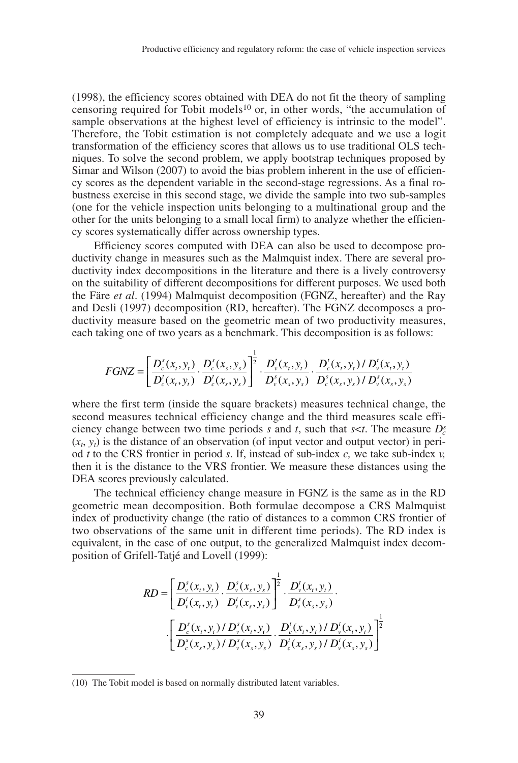(1998), the efficiency scores obtained with DEA do not fit the theory of sampling censoring required for Tobit models[10] or, in other words, "the accumulation of sample observations at the highest level of efficiency is intrinsic to the model". Therefore, the Tobit estimation is not completely adequate and we use a logit transformation of the efficiency scores that allows us to use traditional OLS techniques. To solve the second problem, we apply bootstrap techniques proposed by Simar and Wilson (2007) to avoid the bias problem inherent in the use of efficiency scores as the dependent variable in the second-stage regressions. As a final robustness exercise in this second stage, we divide the sample into two sub-samples (one for the vehicle inspection units belonging to a multinational group and the other for the units belonging to a small local firm) to analyze whether the efficiency scores systematically differ across ownership types.

Efficiency scores computed with DEA can also be used to decompose productivity change in measures such as the Malmquist index. There are several productivity index decompositions in the literature and there is a lively controversy on the suitability of different decompositions for different purposes. We used both the Färe *et al*. (1994) Malmquist decomposition (FGNZ, hereafter) and the Ray and Desli (1997) decomposition (RD, hereafter). The FGNZ decomposes a productivity measure based on the geometric mean of two productivity measures, each taking one of two years as a benchmark. This decomposition is as follows:

$$FGNZ = \left[ \frac{D_c^s(x_t, y_t)}{D_c^t(x_t, y_t)} \cdot \frac{D_c^s(x_s, y_s)}{D_c^t(x_s, y_s)} \right]^{\frac{1}{2}} \cdot \frac{D_v^t(x_t, y_t)}{D_v^s(x_s, y_s)} \cdot \frac{D_c^t(x_t, y_t) / D_v^t(x_t, y_t)}{D_c^s(x_s, y_s) / D_v^s(x_s, y_s)}$$

where the first term (inside the square brackets) measures technical change, the second measures technical efficiency change and the third measures scale efficiency change between two time periods *s* and *t*, such that *s*<*t*. The measure $D_c^s(x_t, y_t)$ is the distance of an observation (of input vector and output vector) in period *t* to the CRS frontier in period *s*. If, instead of sub-index *c,* we take sub-index *v,* then it is the distance to the VRS frontier. We measure these distances using the DEA scores previously calculated.

The technical efficiency change measure in FGNZ is the same as in the RD geometric mean decomposition. Both formulae decompose a CRS Malmquist index of productivity change (the ratio of distances to a common CRS frontier of two observations of the same unit in different time periods). The RD index is equivalent, in the case of one output, to the generalized Malmquist index decomposition of Grifell-Tatjé and Lovell (1999):

$$RD = \left[ \frac{D_v^s(x_t, y_t)}{D_v^t(x_t, y_t)} \cdot \frac{D_v^s(x_s, y_s)}{D_v^t(x_s, y_s)} \right]^{\frac{1}{2}} \cdot \frac{D_v^t(x_t, y_t)}{D_v^s(x_s, y_s)} \cdot \left[ \frac{D_c^s(x_t, y_t) / D_v^s(x_t, y_t)}{D_c^s(x_s, y_s) / D_v^s(x_s, y_s)} \cdot \frac{D_c^t(x_t, y_t) / D_v^t(x_t, y_t)}{D_c^t(x_s, y_s) / D_v^t(x_s, y_s)} \right]^{\frac{1}{2}}$$

(10) The Tobit model is based on normally distributed latent variables.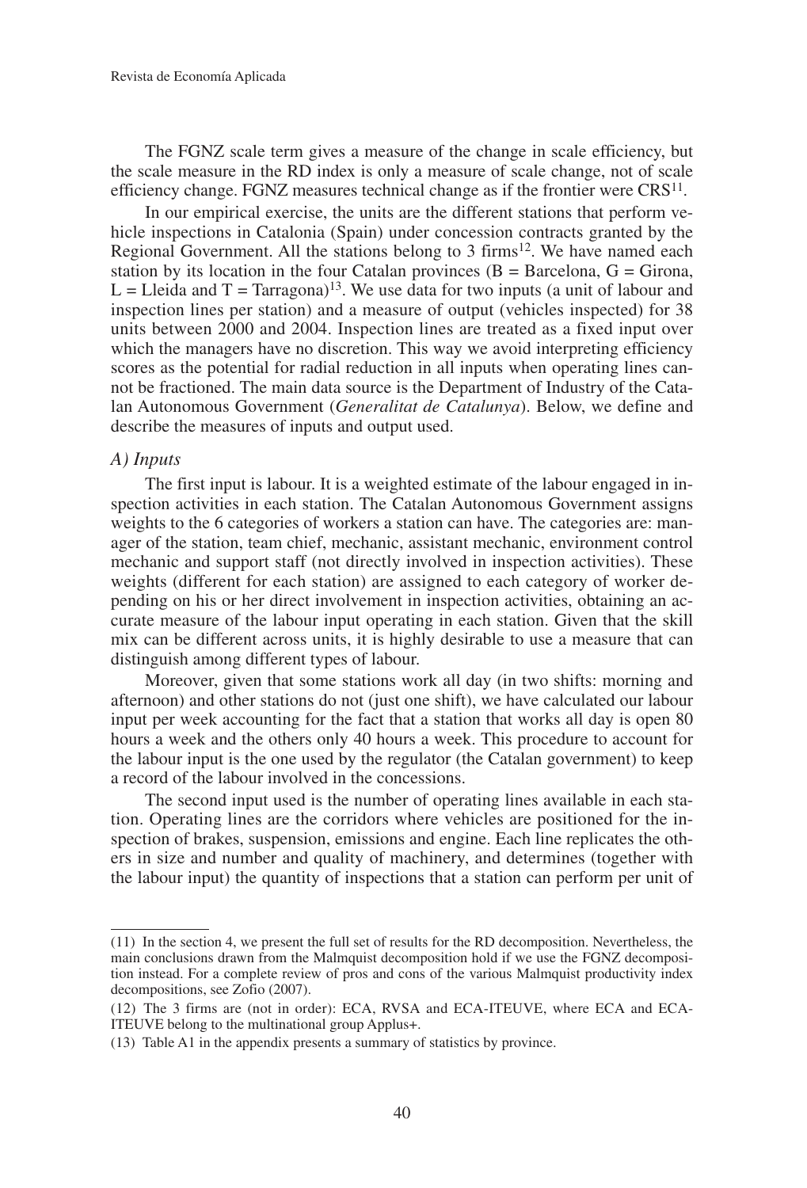The FGNZ scale term gives a measure of the change in scale efficiency, but the scale measure in the RD index is only a measure of scale change, not of scale efficiency change. FGNZ measures technical change as if the frontier were CRS[11].

In our empirical exercise, the units are the different stations that perform vehicle inspections in Catalonia (Spain) under concession contracts granted by the Regional Government. All the stations belong to 3 firms[12]. We have named each station by its location in the four Catalan provinces (B = Barcelona, G = Girona, L = Lleida and T = Tarragona)[13]. We use data for two inputs (a unit of labour and inspection lines per station) and a measure of output (vehicles inspected) for 38 units between 2000 and 2004. Inspection lines are treated as a fixed input over which the managers have no discretion. This way we avoid interpreting efficiency scores as the potential for radial reduction in all inputs when operating lines cannot be fractioned. The main data source is the Department of Industry of the Catalan Autonomous Government (*Generalitat de Catalunya*). Below, we define and describe the measures of inputs and output used.

*A) Inputs*

The first input is labour. It is a weighted estimate of the labour engaged in inspection activities in each station. The Catalan Autonomous Government assigns weights to the 6 categories of workers a station can have. The categories are: manager of the station, team chief, mechanic, assistant mechanic, environment control mechanic and support staff (not directly involved in inspection activities). These weights (different for each station) are assigned to each category of worker depending on his or her direct involvement in inspection activities, obtaining an accurate measure of the labour input operating in each station. Given that the skill mix can be different across units, it is highly desirable to use a measure that can distinguish among different types of labour.

Moreover, given that some stations work all day (in two shifts: morning and afternoon) and other stations do not (just one shift), we have calculated our labour input per week accounting for the fact that a station that works all day is open 80 hours a week and the others only 40 hours a week. This procedure to account for the labour input is the one used by the regulator (the Catalan government) to keep a record of the labour involved in the concessions.

The second input used is the number of operating lines available in each station. Operating lines are the corridors where vehicles are positioned for the inspection of brakes, suspension, emissions and engine. Each line replicates the others in size and number and quality of machinery, and determines (together with the labour input) the quantity of inspections that a station can perform per unit of

(11) In the section 4, we present the full set of results for the RD decomposition. Nevertheless, the main conclusions drawn from the Malmquist decomposition hold if we use the FGNZ decomposition instead. For a complete review of pros and cons of the various Malmquist productivity index decompositions, see Zofio (2007).

(12) The 3 firms are (not in order): ECA, RVSA and ECA-ITEUVE, where ECA and ECA-ITEUVE belong to the multinational group Applus+.

(13) Table A1 in the appendix presents a summary of statistics by province.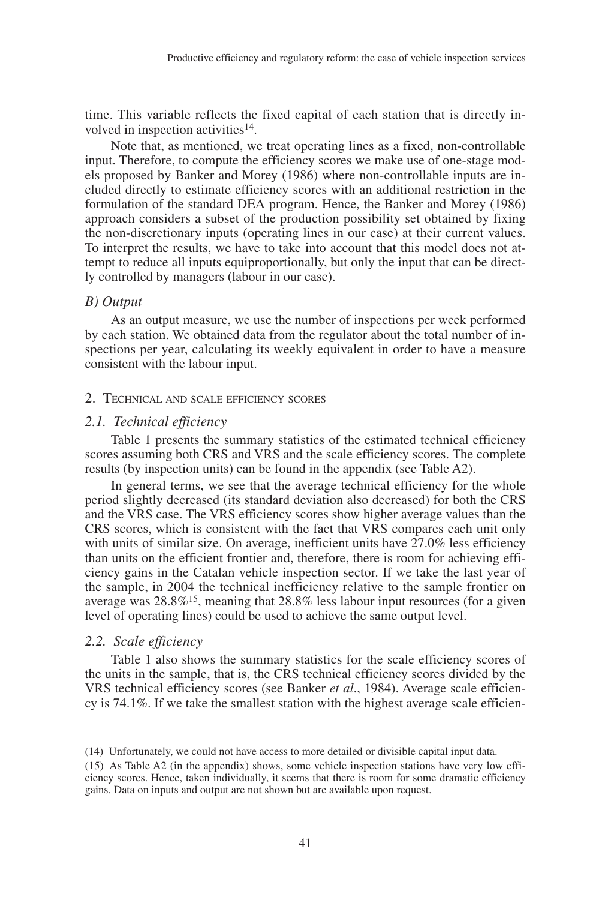time. This variable reflects the fixed capital of each station that is directly involved in inspection activities[14].

Note that, as mentioned, we treat operating lines as a fixed, non-controllable input. Therefore, to compute the efficiency scores we make use of one-stage models proposed by Banker and Morey (1986) where non-controllable inputs are included directly to estimate efficiency scores with an additional restriction in the formulation of the standard DEA program. Hence, the Banker and Morey (1986) approach considers a subset of the production possibility set obtained by fixing the non-discretionary inputs (operating lines in our case) at their current values. To interpret the results, we have to take into account that this model does not attempt to reduce all inputs equiproportionally, but only the input that can be directly controlled by managers (labour in our case).

### *B) Output*

As an output measure, we use the number of inspections per week performed by each station. We obtained data from the regulator about the total number of inspections per year, calculating its weekly equivalent in order to have a measure consistent with the labour input.

## 2. Technical and scale efficiency scores

### *2.1. Technical efficiency*

Table 1 presents the summary statistics of the estimated technical efficiency scores assuming both CRS and VRS and the scale efficiency scores. The complete results (by inspection units) can be found in the appendix (see Table A2).

In general terms, we see that the average technical efficiency for the whole period slightly decreased (its standard deviation also decreased) for both the CRS and the VRS case. The VRS efficiency scores show higher average values than the CRS scores, which is consistent with the fact that VRS compares each unit only with units of similar size. On average, inefficient units have 27.0% less efficiency than units on the efficient frontier and, therefore, there is room for achieving efficiency gains in the Catalan vehicle inspection sector. If we take the last year of the sample, in 2004 the technical inefficiency relative to the sample frontier on average was 28.8%[15], meaning that 28.8% less labour input resources (for a given level of operating lines) could be used to achieve the same output level.

### *2.2. Scale efficiency*

Table 1 also shows the summary statistics for the scale efficiency scores of the units in the sample, that is, the CRS technical efficiency scores divided by the VRS technical efficiency scores (see Banker *et al.*, 1984). Average scale efficiency is 74.1%. If we take the smallest station with the highest average scale efficien-

---

(14) Unfortunately, we could not have access to more detailed or divisible capital input data.

(15) As Table A2 (in the appendix) shows, some vehicle inspection stations have very low efficiency scores. Hence, taken individually, it seems that there is room for some dramatic efficiency gains. Data on inputs and output are not shown but are available upon request.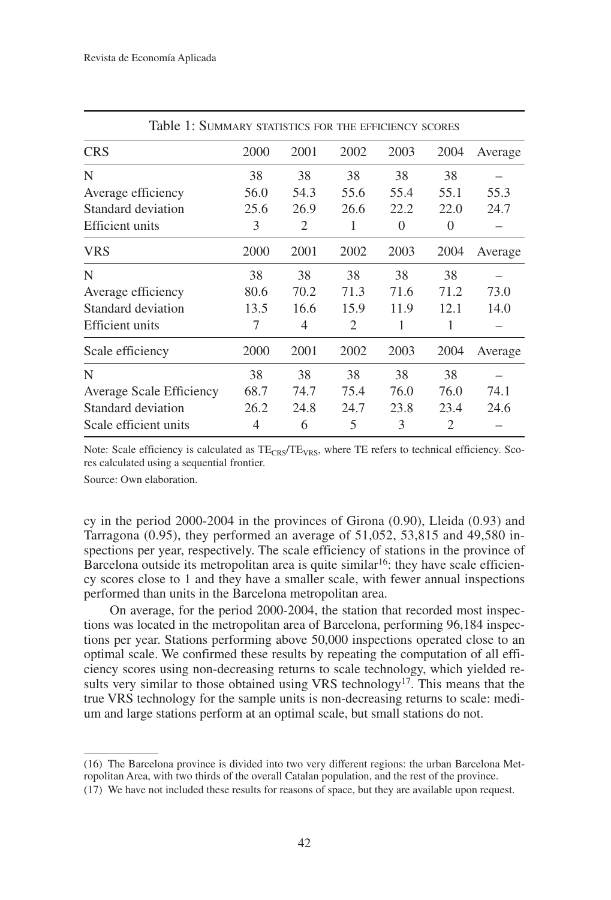Table 1: Summary statistics for the efficiency scores

| CRS | 2000 | 2001 | 2002 | 2003 | 2004 | Average |
|---|---|---|---|---|---|---|
| N | 38 | 38 | 38 | 38 | 38 | – |
| Average efficiency | 56.0 | 54.3 | 55.6 | 55.4 | 55.1 | 55.3 |
| Standard deviation | 25.6 | 26.9 | 26.6 | 22.2 | 22.0 | 24.7 |
| Efficient units | 3 | 2 | 1 | 0 | 0 | – |
| **VRS** | **2000** | **2001** | **2002** | **2003** | **2004** | **Average** |
| N | 38 | 38 | 38 | 38 | 38 | – |
| Average efficiency | 80.6 | 70.2 | 71.3 | 71.6 | 71.2 | 73.0 |
| Standard deviation | 13.5 | 16.6 | 15.9 | 11.9 | 12.1 | 14.0 |
| Efficient units | 7 | 4 | 2 | 1 | 1 | – |
| **Scale efficiency** | **2000** | **2001** | **2002** | **2003** | **2004** | **Average** |
| N | 38 | 38 | 38 | 38 | 38 | – |
| Average Scale Efficiency | 68.7 | 74.7 | 75.4 | 76.0 | 76.0 | 74.1 |
| Standard deviation | 26.2 | 24.8 | 24.7 | 23.8 | 23.4 | 24.6 |
| Scale efficient units | 4 | 6 | 5 | 3 | 2 | – |

Note: Scale efficiency is calculated as $TE_{CRS}/TE_{VRS}$, where TE refers to technical efficiency. Scores calculated using a sequential frontier.

Source: Own elaboration.

cy in the period 2000-2004 in the provinces of Girona (0.90), Lleida (0.93) and Tarragona (0.95), they performed an average of 51,052, 53,815 and 49,580 inspections per year, respectively. The scale efficiency of stations in the province of Barcelona outside its metropolitan area is quite similar[16]: they have scale efficiency scores close to 1 and they have a smaller scale, with fewer annual inspections performed than units in the Barcelona metropolitan area.

On average, for the period 2000-2004, the station that recorded most inspections was located in the metropolitan area of Barcelona, performing 96,184 inspections per year. Stations performing above 50,000 inspections operated close to an optimal scale. We confirmed these results by repeating the computation of all efficiency scores using non-decreasing returns to scale technology, which yielded results very similar to those obtained using VRS technology[17]. This means that the true VRS technology for the sample units is non-decreasing returns to scale: medium and large stations perform at an optimal scale, but small stations do not.

(16) The Barcelona province is divided into two very different regions: the urban Barcelona Metropolitan Area, with two thirds of the overall Catalan population, and the rest of the province.

(17) We have not included these results for reasons of space, but they are available upon request.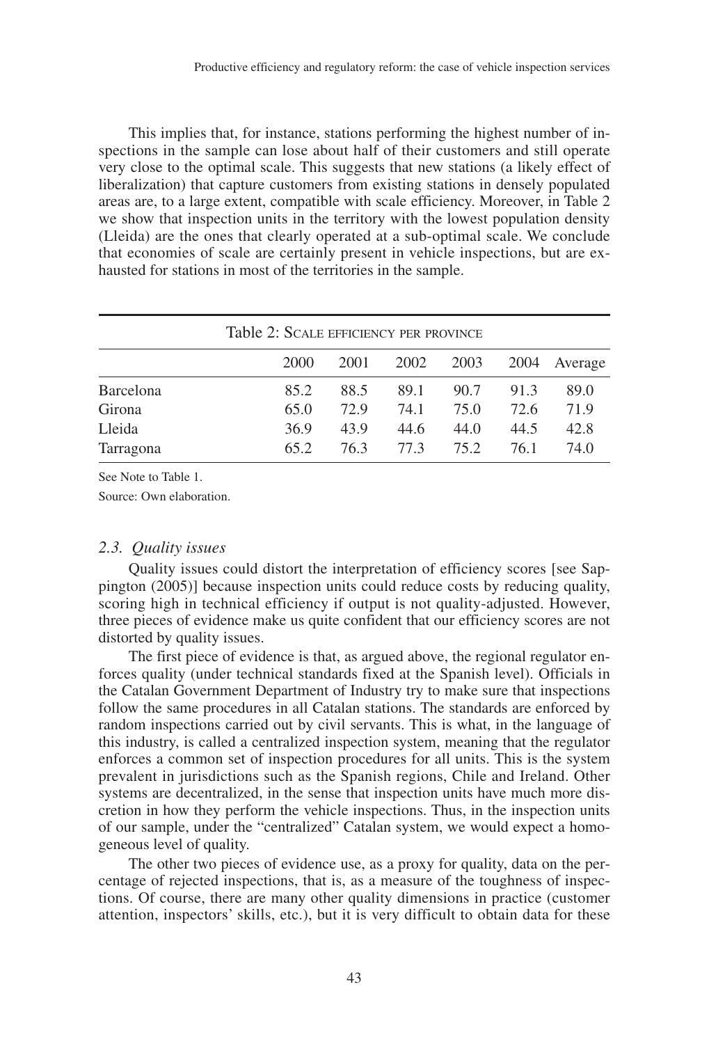This implies that, for instance, stations performing the highest number of inspections in the sample can lose about half of their customers and still operate very close to the optimal scale. This suggests that new stations (a likely effect of liberalization) that capture customers from existing stations in densely populated areas are, to a large extent, compatible with scale efficiency. Moreover, in Table 2 we show that inspection units in the territory with the lowest population density (Lleida) are the ones that clearly operated at a sub-optimal scale. We conclude that economies of scale are certainly present in vehicle inspections, but are exhausted for stations in most of the territories in the sample.

Table 2: Scale efficiency per province

| | 2000 | 2001 | 2002 | 2003 | 2004 | Average |
|---|---|---|---|---|---|---|
| Barcelona | 85.2 | 88.5 | 89.1 | 90.7 | 91.3 | 89.0 |
| Girona | 65.0 | 72.9 | 74.1 | 75.0 | 72.6 | 71.9 |
| Lleida | 36.9 | 43.9 | 44.6 | 44.0 | 44.5 | 42.8 |
| Tarragona | 65.2 | 76.3 | 77.3 | 75.2 | 76.1 | 74.0 |

See Note to Table 1.

Source: Own elaboration.

### *2.3. Quality issues*

Quality issues could distort the interpretation of efficiency scores [see Sappington (2005)] because inspection units could reduce costs by reducing quality, scoring high in technical efficiency if output is not quality-adjusted. However, three pieces of evidence make us quite confident that our efficiency scores are not distorted by quality issues.

The first piece of evidence is that, as argued above, the regional regulator enforces quality (under technical standards fixed at the Spanish level). Officials in the Catalan Government Department of Industry try to make sure that inspections follow the same procedures in all Catalan stations. The standards are enforced by random inspections carried out by civil servants. This is what, in the language of this industry, is called a centralized inspection system, meaning that the regulator enforces a common set of inspection procedures for all units. This is the system prevalent in jurisdictions such as the Spanish regions, Chile and Ireland. Other systems are decentralized, in the sense that inspection units have much more discretion in how they perform the vehicle inspections. Thus, in the inspection units of our sample, under the "centralized" Catalan system, we would expect a homogeneous level of quality.

The other two pieces of evidence use, as a proxy for quality, data on the percentage of rejected inspections, that is, as a measure of the toughness of inspections. Of course, there are many other quality dimensions in practice (customer attention, inspectors' skills, etc.), but it is very difficult to obtain data for these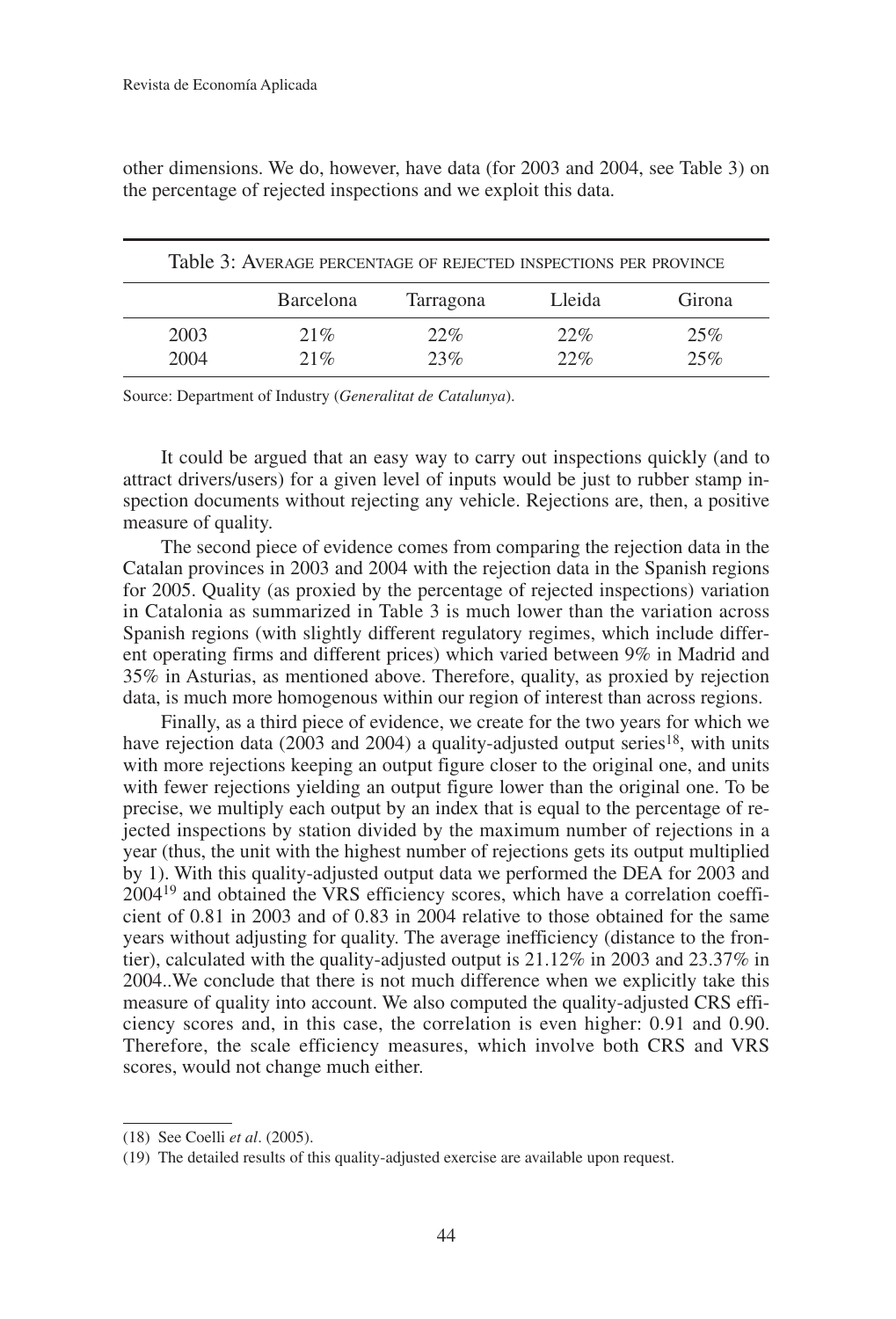other dimensions. We do, however, have data (for 2003 and 2004, see Table 3) on the percentage of rejected inspections and we exploit this data.

Table 3: Average percentage of rejected inspections per province

| | Barcelona | Tarragona | Lleida | Girona |
|---|---|---|---|---|
| 2003 | 21% | 22% | 22% | 25% |
| 2004 | 21% | 23% | 22% | 25% |

Source: Department of Industry (*Generalitat de Catalunya*).

It could be argued that an easy way to carry out inspections quickly (and to attract drivers/users) for a given level of inputs would be just to rubber stamp inspection documents without rejecting any vehicle. Rejections are, then, a positive measure of quality.

The second piece of evidence comes from comparing the rejection data in the Catalan provinces in 2003 and 2004 with the rejection data in the Spanish regions for 2005. Quality (as proxied by the percentage of rejected inspections) variation in Catalonia as summarized in Table 3 is much lower than the variation across Spanish regions (with slightly different regulatory regimes, which include different operating firms and different prices) which varied between 9% in Madrid and 35% in Asturias, as mentioned above. Therefore, quality, as proxied by rejection data, is much more homogenous within our region of interest than across regions.

Finally, as a third piece of evidence, we create for the two years for which we have rejection data (2003 and 2004) a quality-adjusted output series[18], with units with more rejections keeping an output figure closer to the original one, and units with fewer rejections yielding an output figure lower than the original one. To be precise, we multiply each output by an index that is equal to the percentage of rejected inspections by station divided by the maximum number of rejections in a year (thus, the unit with the highest number of rejections gets its output multiplied by 1). With this quality-adjusted output data we performed the DEA for 2003 and 2004[19] and obtained the VRS efficiency scores, which have a correlation coefficient of 0.81 in 2003 and of 0.83 in 2004 relative to those obtained for the same years without adjusting for quality. The average inefficiency (distance to the frontier), calculated with the quality-adjusted output is 21.12% in 2003 and 23.37% in 2004..We conclude that there is not much difference when we explicitly take this measure of quality into account. We also computed the quality-adjusted CRS efficiency scores and, in this case, the correlation is even higher: 0.91 and 0.90. Therefore, the scale efficiency measures, which involve both CRS and VRS scores, would not change much either.

(18) See Coelli *et al*. (2005).

(19) The detailed results of this quality-adjusted exercise are available upon request.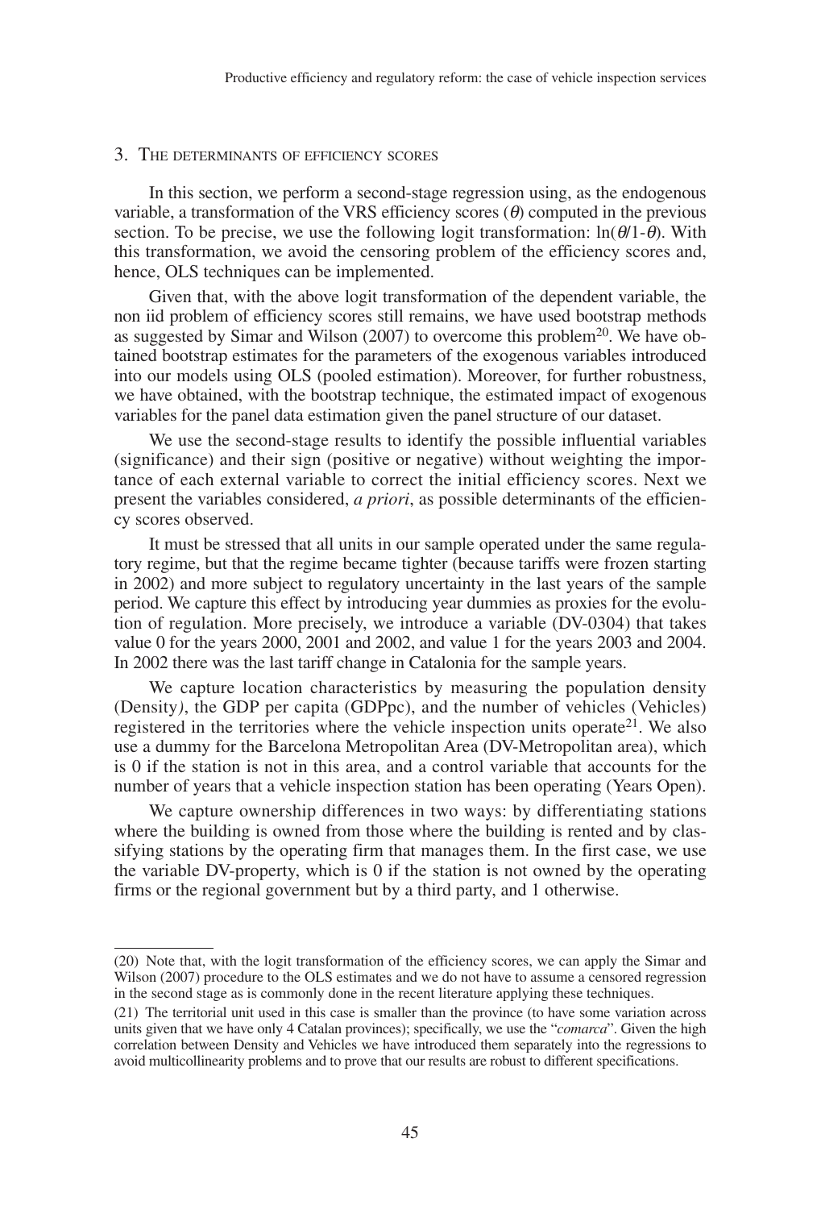## 3. The determinants of efficiency scores

In this section, we perform a second-stage regression using, as the endogenous variable, a transformation of the VRS efficiency scores ($\theta$) computed in the previous section. To be precise, we use the following logit transformation: $\ln(\theta/1-\theta)$. With this transformation, we avoid the censoring problem of the efficiency scores and, hence, OLS techniques can be implemented.

Given that, with the above logit transformation of the dependent variable, the non iid problem of efficiency scores still remains, we have used bootstrap methods as suggested by Simar and Wilson (2007) to overcome this problem[20]. We have obtained bootstrap estimates for the parameters of the exogenous variables introduced into our models using OLS (pooled estimation). Moreover, for further robustness, we have obtained, with the bootstrap technique, the estimated impact of exogenous variables for the panel data estimation given the panel structure of our dataset.

We use the second-stage results to identify the possible influential variables (significance) and their sign (positive or negative) without weighting the importance of each external variable to correct the initial efficiency scores. Next we present the variables considered, *a priori*, as possible determinants of the efficiency scores observed.

It must be stressed that all units in our sample operated under the same regulatory regime, but that the regime became tighter (because tariffs were frozen starting in 2002) and more subject to regulatory uncertainty in the last years of the sample period. We capture this effect by introducing year dummies as proxies for the evolution of regulation. More precisely, we introduce a variable (DV-0304) that takes value 0 for the years 2000, 2001 and 2002, and value 1 for the years 2003 and 2004. In 2002 there was the last tariff change in Catalonia for the sample years.

We capture location characteristics by measuring the population density (Density), the GDP per capita (GDPpc), and the number of vehicles (Vehicles) registered in the territories where the vehicle inspection units operate[21]. We also use a dummy for the Barcelona Metropolitan Area (DV-Metropolitan area), which is 0 if the station is not in this area, and a control variable that accounts for the number of years that a vehicle inspection station has been operating (Years Open).

We capture ownership differences in two ways: by differentiating stations where the building is owned from those where the building is rented and by classifying stations by the operating firm that manages them. In the first case, we use the variable DV-property, which is 0 if the station is not owned by the operating firms or the regional government but by a third party, and 1 otherwise.

---

(20) Note that, with the logit transformation of the efficiency scores, we can apply the Simar and Wilson (2007) procedure to the OLS estimates and we do not have to assume a censored regression in the second stage as is commonly done in the recent literature applying these techniques.

(21) The territorial unit used in this case is smaller than the province (to have some variation across units given that we have only 4 Catalan provinces); specifically, we use the "*comarca*". Given the high correlation between Density and Vehicles we have introduced them separately into the regressions to avoid multicollinearity problems and to prove that our results are robust to different specifications.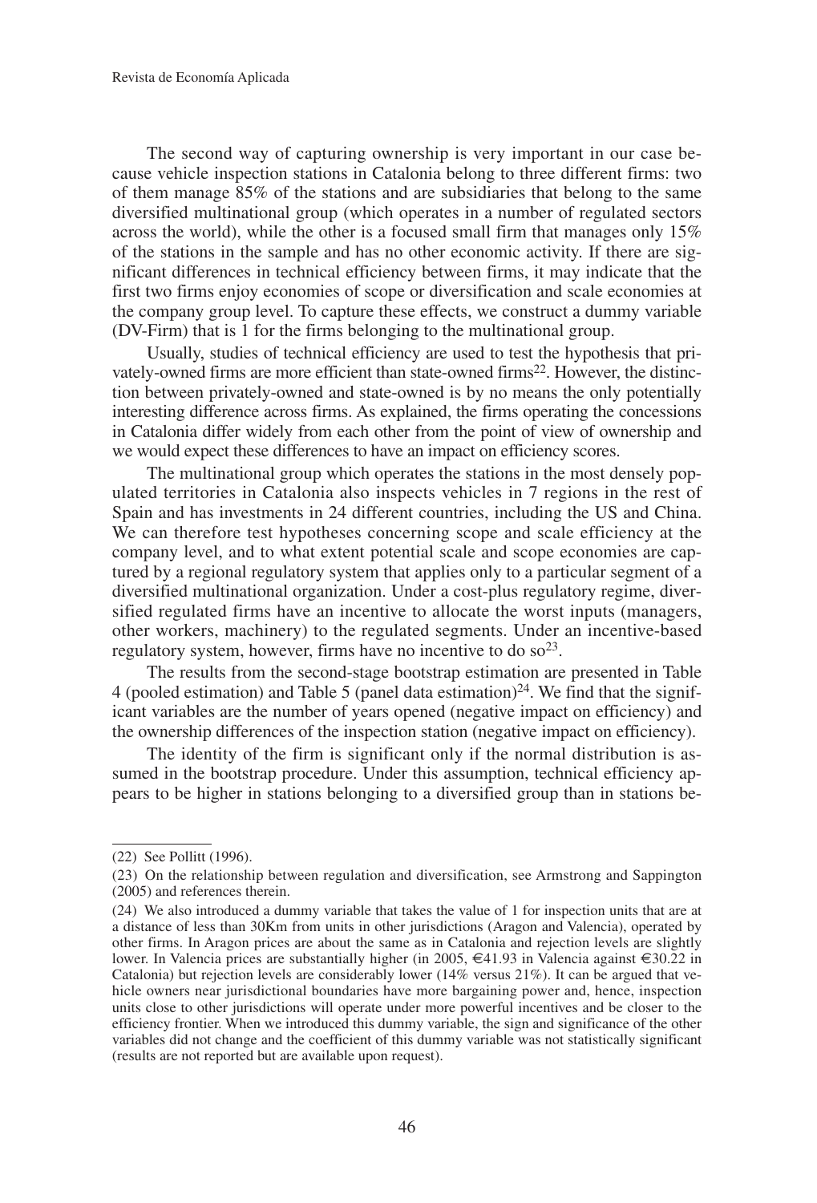The second way of capturing ownership is very important in our case because vehicle inspection stations in Catalonia belong to three different firms: two of them manage 85% of the stations and are subsidiaries that belong to the same diversified multinational group (which operates in a number of regulated sectors across the world), while the other is a focused small firm that manages only 15% of the stations in the sample and has no other economic activity. If there are significant differences in technical efficiency between firms, it may indicate that the first two firms enjoy economies of scope or diversification and scale economies at the company group level. To capture these effects, we construct a dummy variable (DV-Firm) that is 1 for the firms belonging to the multinational group.

Usually, studies of technical efficiency are used to test the hypothesis that privately-owned firms are more efficient than state-owned firms[22]. However, the distinction between privately-owned and state-owned is by no means the only potentially interesting difference across firms. As explained, the firms operating the concessions in Catalonia differ widely from each other from the point of view of ownership and we would expect these differences to have an impact on efficiency scores.

The multinational group which operates the stations in the most densely populated territories in Catalonia also inspects vehicles in 7 regions in the rest of Spain and has investments in 24 different countries, including the US and China. We can therefore test hypotheses concerning scope and scale efficiency at the company level, and to what extent potential scale and scope economies are captured by a regional regulatory system that applies only to a particular segment of a diversified multinational organization. Under a cost-plus regulatory regime, diversified regulated firms have an incentive to allocate the worst inputs (managers, other workers, machinery) to the regulated segments. Under an incentive-based regulatory system, however, firms have no incentive to do so[23].

The results from the second-stage bootstrap estimation are presented in Table 4 (pooled estimation) and Table 5 (panel data estimation)[24]. We find that the significant variables are the number of years opened (negative impact on efficiency) and the ownership differences of the inspection station (negative impact on efficiency).

The identity of the firm is significant only if the normal distribution is assumed in the bootstrap procedure. Under this assumption, technical efficiency appears to be higher in stations belonging to a diversified group than in stations be-

---

(22) See Pollitt (1996).

(23) On the relationship between regulation and diversification, see Armstrong and Sappington (2005) and references therein.

(24) We also introduced a dummy variable that takes the value of 1 for inspection units that are at a distance of less than 30Km from units in other jurisdictions (Aragon and Valencia), operated by other firms. In Aragon prices are about the same as in Catalonia and rejection levels are slightly lower. In Valencia prices are substantially higher (in 2005, €41.93 in Valencia against €30.22 in Catalonia) but rejection levels are considerably lower (14% versus 21%). It can be argued that vehicle owners near jurisdictional boundaries have more bargaining power and, hence, inspection units close to other jurisdictions will operate under more powerful incentives and be closer to the efficiency frontier. When we introduced this dummy variable, the sign and significance of the other variables did not change and the coefficient of this dummy variable was not statistically significant (results are not reported but are available upon request).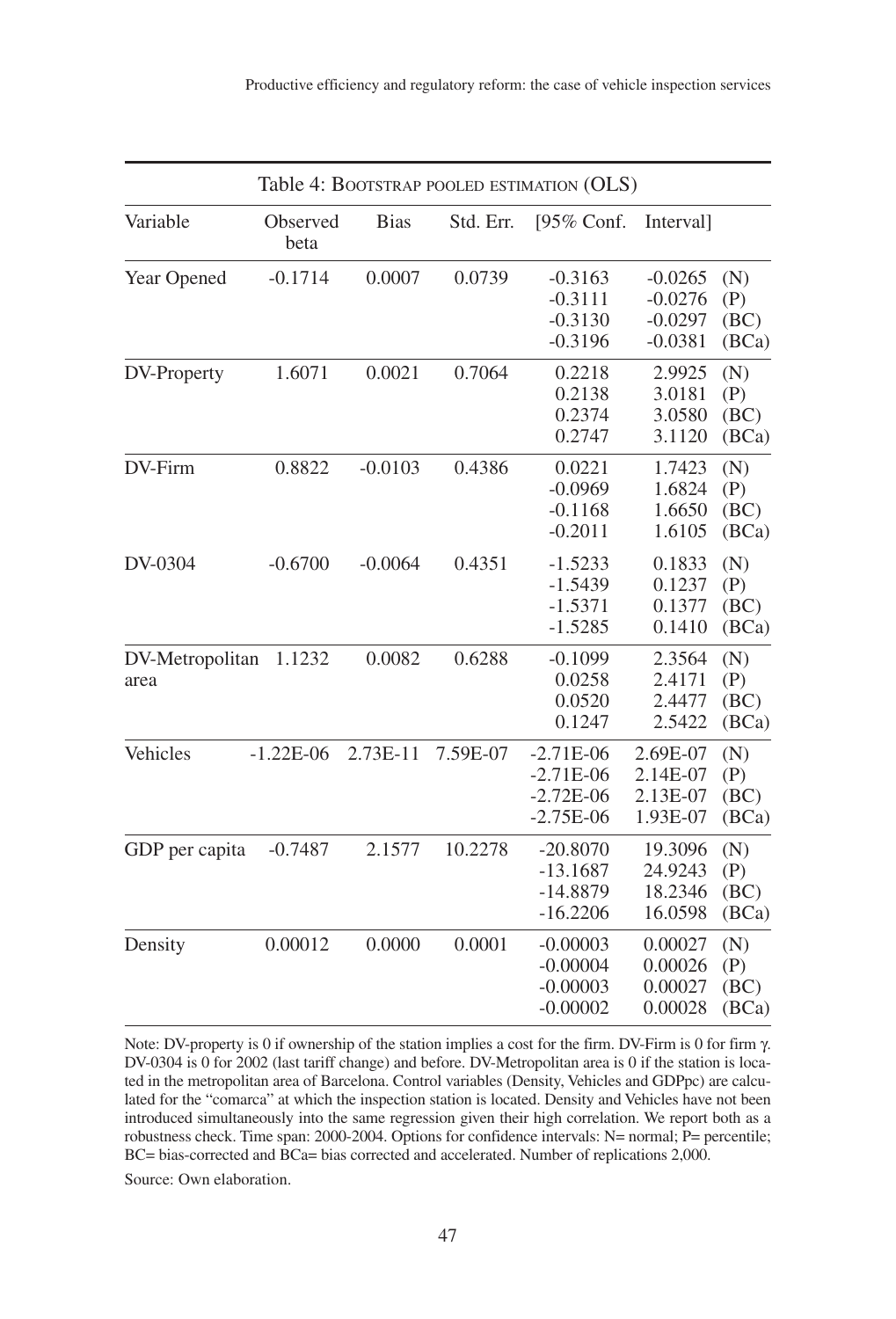Table 4: BOOTSTRAP POOLED ESTIMATION (OLS)

| Variable | Observed beta | Bias | Std. Err. | [95% Conf. | Interval] | |
|---|---|---|---|---|---|---|
| Year Opened | -0.1714 | 0.0007 | 0.0739 | -0.3163 | -0.0265 | (N) |
| | | | | -0.3111 | -0.0276 | (P) |
| | | | | -0.3130 | -0.0297 | (BC) |
| | | | | -0.3196 | -0.0381 | (BCa) |
| DV-Property | 1.6071 | 0.0021 | 0.7064 | 0.2218 | 2.9925 | (N) |
| | | | | 0.2138 | 3.0181 | (P) |
| | | | | 0.2374 | 3.0580 | (BC) |
| | | | | 0.2747 | 3.1120 | (BCa) |
| DV-Firm | 0.8822 | -0.0103 | 0.4386 | 0.0221 | 1.7423 | (N) |
| | | | | -0.0969 | 1.6824 | (P) |
| | | | | -0.1168 | 1.6650 | (BC) |
| | | | | -0.2011 | 1.6105 | (BCa) |
| DV-0304 | -0.6700 | -0.0064 | 0.4351 | -1.5233 | 0.1833 | (N) |
| | | | | -1.5439 | 0.1237 | (P) |
| | | | | -1.5371 | 0.1377 | (BC) |
| | | | | -1.5285 | 0.1410 | (BCa) |
| DV-Metropolitan area | 1.1232 | 0.0082 | 0.6288 | -0.1099 | 2.3564 | (N) |
| | | | | 0.0258 | 2.4171 | (P) |
| | | | | 0.0520 | 2.4477 | (BC) |
| | | | | 0.1247 | 2.5422 | (BCa) |
| Vehicles | -1.22E-06 | 2.73E-11 | 7.59E-07 | -2.71E-06 | 2.69E-07 | (N) |
| | | | | -2.71E-06 | 2.14E-07 | (P) |
| | | | | -2.72E-06 | 2.13E-07 | (BC) |
| | | | | -2.75E-06 | 1.93E-07 | (BCa) |
| GDP per capita | -0.7487 | 2.1577 | 10.2278 | -20.8070 | 19.3096 | (N) |
| | | | | -13.1687 | 24.9243 | (P) |
| | | | | -14.8879 | 18.2346 | (BC) |
| | | | | -16.2206 | 16.0598 | (BCa) |
| Density | 0.00012 | 0.0000 | 0.0001 | -0.00003 | 0.00027 | (N) |
| | | | | -0.00004 | 0.00026 | (P) |
| | | | | -0.00003 | 0.00027 | (BC) |
| | | | | -0.00002 | 0.00028 | (BCa) |

Note: DV-property is 0 if ownership of the station implies a cost for the firm. DV-Firm is 0 for firm $\gamma$. DV-0304 is 0 for 2002 (last tariff change) and before. DV-Metropolitan area is 0 if the station is located in the metropolitan area of Barcelona. Control variables (Density, Vehicles and GDPpc) are calculated for the "comarca" at which the inspection station is located. Density and Vehicles have not been introduced simultaneously into the same regression given their high correlation. We report both as a robustness check. Time span: 2000-2004. Options for confidence intervals: N= normal; P= percentile; BC= bias-corrected and BCa= bias corrected and accelerated. Number of replications 2,000.

Source: Own elaboration.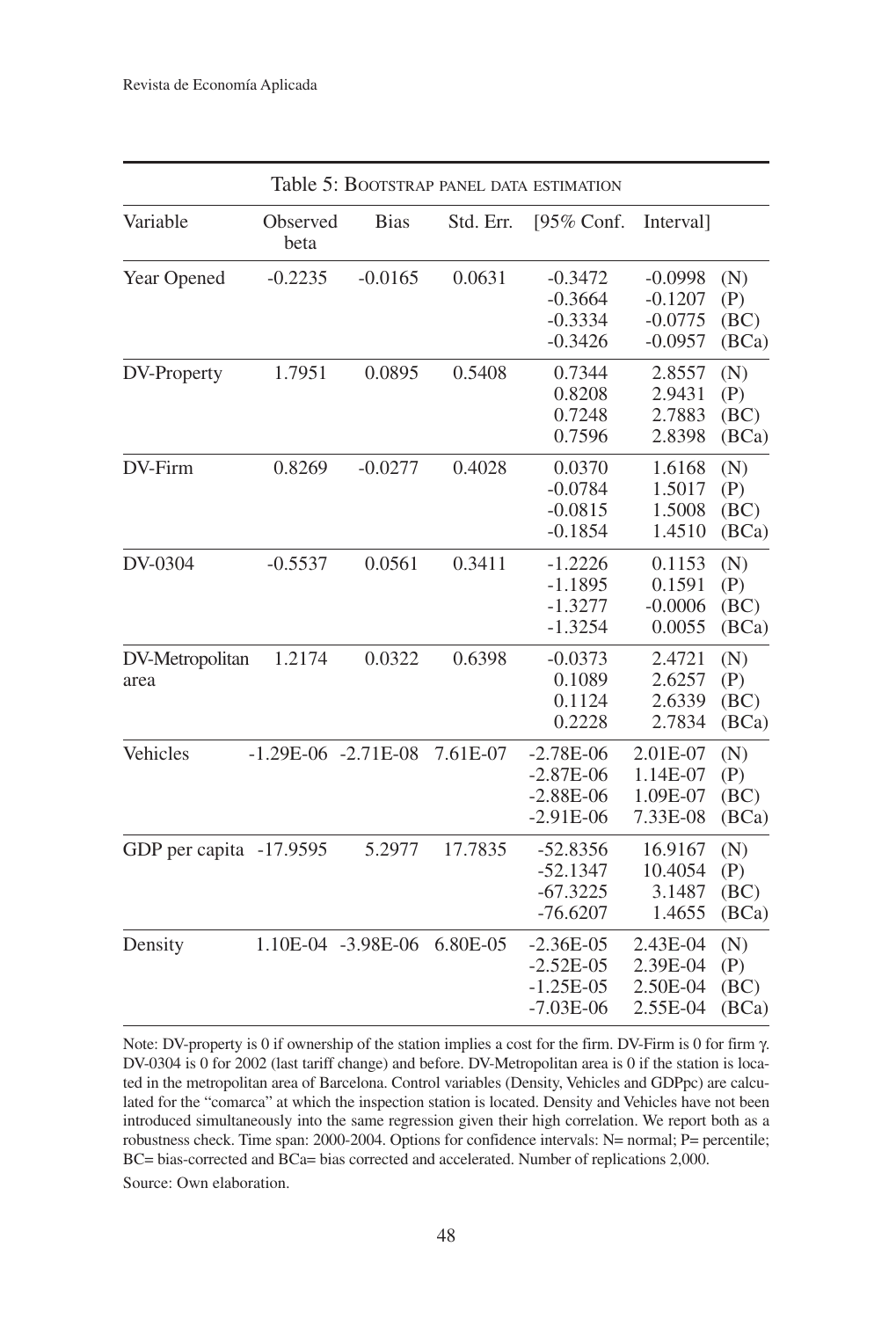Table 5: BOOTSTRAP PANEL DATA ESTIMATION

| Variable | Observed beta | Bias | Std. Err. | [95% Conf. | Interval] | |
|---|---|---|---|---|---|---|
| Year Opened | -0.2235 | -0.0165 | 0.0631 | -0.3472 | -0.0998 | (N) |
| | | | | -0.3664 | -0.1207 | (P) |
| | | | | -0.3334 | -0.0775 | (BC) |
| | | | | -0.3426 | -0.0957 | (BCa) |
| DV-Property | 1.7951 | 0.0895 | 0.5408 | 0.7344 | 2.8557 | (N) |
| | | | | 0.8208 | 2.9431 | (P) |
| | | | | 0.7248 | 2.7883 | (BC) |
| | | | | 0.7596 | 2.8398 | (BCa) |
| DV-Firm | 0.8269 | -0.0277 | 0.4028 | 0.0370 | 1.6168 | (N) |
| | | | | -0.0784 | 1.5017 | (P) |
| | | | | -0.0815 | 1.5008 | (BC) |
| | | | | -0.1854 | 1.4510 | (BCa) |
| DV-0304 | -0.5537 | 0.0561 | 0.3411 | -1.2226 | 0.1153 | (N) |
| | | | | -1.1895 | 0.1591 | (P) |
| | | | | -1.3277 | -0.0006 | (BC) |
| | | | | -1.3254 | 0.0055 | (BCa) |
| DV-Metropolitan area | 1.2174 | 0.0322 | 0.6398 | -0.0373 | 2.4721 | (N) |
| | | | | 0.1089 | 2.6257 | (P) |
| | | | | 0.1124 | 2.6339 | (BC) |
| | | | | 0.2228 | 2.7834 | (BCa) |
| Vehicles | -1.29E-06 | -2.71E-08 | 7.61E-07 | -2.78E-06 | 2.01E-07 | (N) |
| | | | | -2.87E-06 | 1.14E-07 | (P) |
| | | | | -2.88E-06 | 1.09E-07 | (BC) |
| | | | | -2.91E-06 | 7.33E-08 | (BCa) |
| GDP per capita | -17.9595 | 5.2977 | 17.7835 | -52.8356 | 16.9167 | (N) |
| | | | | -52.1347 | 10.4054 | (P) |
| | | | | -67.3225 | 3.1487 | (BC) |
| | | | | -76.6207 | 1.4655 | (BCa) |
| Density | 1.10E-04 | -3.98E-06 | 6.80E-05 | -2.36E-05 | 2.43E-04 | (N) |
| | | | | -2.52E-05 | 2.39E-04 | (P) |
| | | | | -1.25E-05 | 2.50E-04 | (BC) |
| | | | | -7.03E-06 | 2.55E-04 | (BCa) |

Note: DV-property is 0 if ownership of the station implies a cost for the firm. DV-Firm is 0 for firm γ. DV-0304 is 0 for 2002 (last tariff change) and before. DV-Metropolitan area is 0 if the station is located in the metropolitan area of Barcelona. Control variables (Density, Vehicles and GDPpc) are calculated for the "comarca" at which the inspection station is located. Density and Vehicles have not been introduced simultaneously into the same regression given their high correlation. We report both as a robustness check. Time span: 2000-2004. Options for confidence intervals: N= normal; P= percentile; BC= bias-corrected and BCa= bias corrected and accelerated. Number of replications 2,000.

Source: Own elaboration.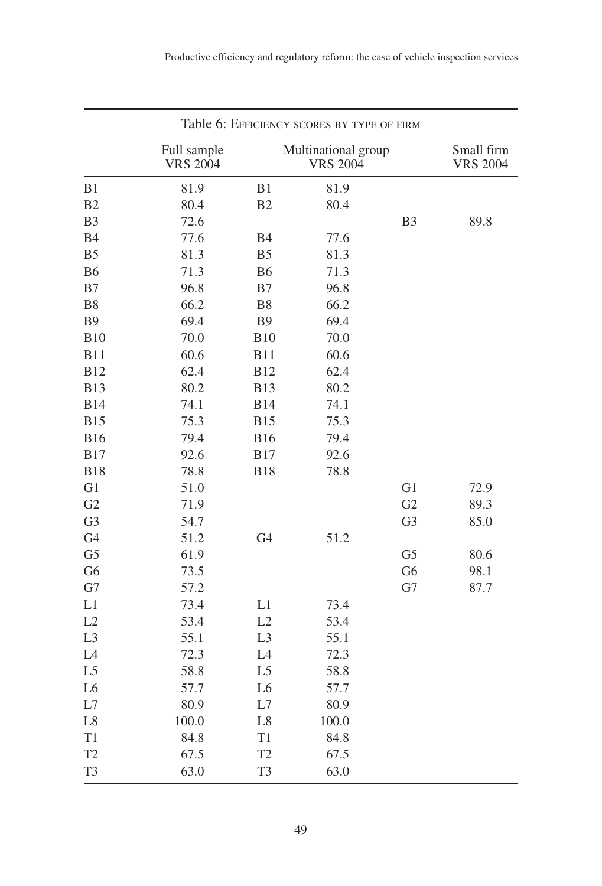Table 6: Efficiency scores by type of firm

| | Full sample VRS 2004 | | Multinational group VRS 2004 | | Small firm VRS 2004 |
|---|---|---|---|---|---|
| B1 | 81.9 | B1 | 81.9 | | |
| B2 | 80.4 | B2 | 80.4 | | |
| B3 | 72.6 | | | B3 | 89.8 |
| B4 | 77.6 | B4 | 77.6 | | |
| B5 | 81.3 | B5 | 81.3 | | |
| B6 | 71.3 | B6 | 71.3 | | |
| B7 | 96.8 | B7 | 96.8 | | |
| B8 | 66.2 | B8 | 66.2 | | |
| B9 | 69.4 | B9 | 69.4 | | |
| B10 | 70.0 | B10 | 70.0 | | |
| B11 | 60.6 | B11 | 60.6 | | |
| B12 | 62.4 | B12 | 62.4 | | |
| B13 | 80.2 | B13 | 80.2 | | |
| B14 | 74.1 | B14 | 74.1 | | |
| B15 | 75.3 | B15 | 75.3 | | |
| B16 | 79.4 | B16 | 79.4 | | |
| B17 | 92.6 | B17 | 92.6 | | |
| B18 | 78.8 | B18 | 78.8 | | |
| G1 | 51.0 | | | G1 | 72.9 |
| G2 | 71.9 | | | G2 | 89.3 |
| G3 | 54.7 | | | G3 | 85.0 |
| G4 | 51.2 | G4 | 51.2 | | |
| G5 | 61.9 | | | G5 | 80.6 |
| G6 | 73.5 | | | G6 | 98.1 |
| G7 | 57.2 | | | G7 | 87.7 |
| L1 | 73.4 | L1 | 73.4 | | |
| L2 | 53.4 | L2 | 53.4 | | |
| L3 | 55.1 | L3 | 55.1 | | |
| L4 | 72.3 | L4 | 72.3 | | |
| L5 | 58.8 | L5 | 58.8 | | |
| L6 | 57.7 | L6 | 57.7 | | |
| L7 | 80.9 | L7 | 80.9 | | |
| L8 | 100.0 | L8 | 100.0 | | |
| T1 | 84.8 | T1 | 84.8 | | |
| T2 | 67.5 | T2 | 67.5 | | |
| T3 | 63.0 | T3 | 63.0 | | |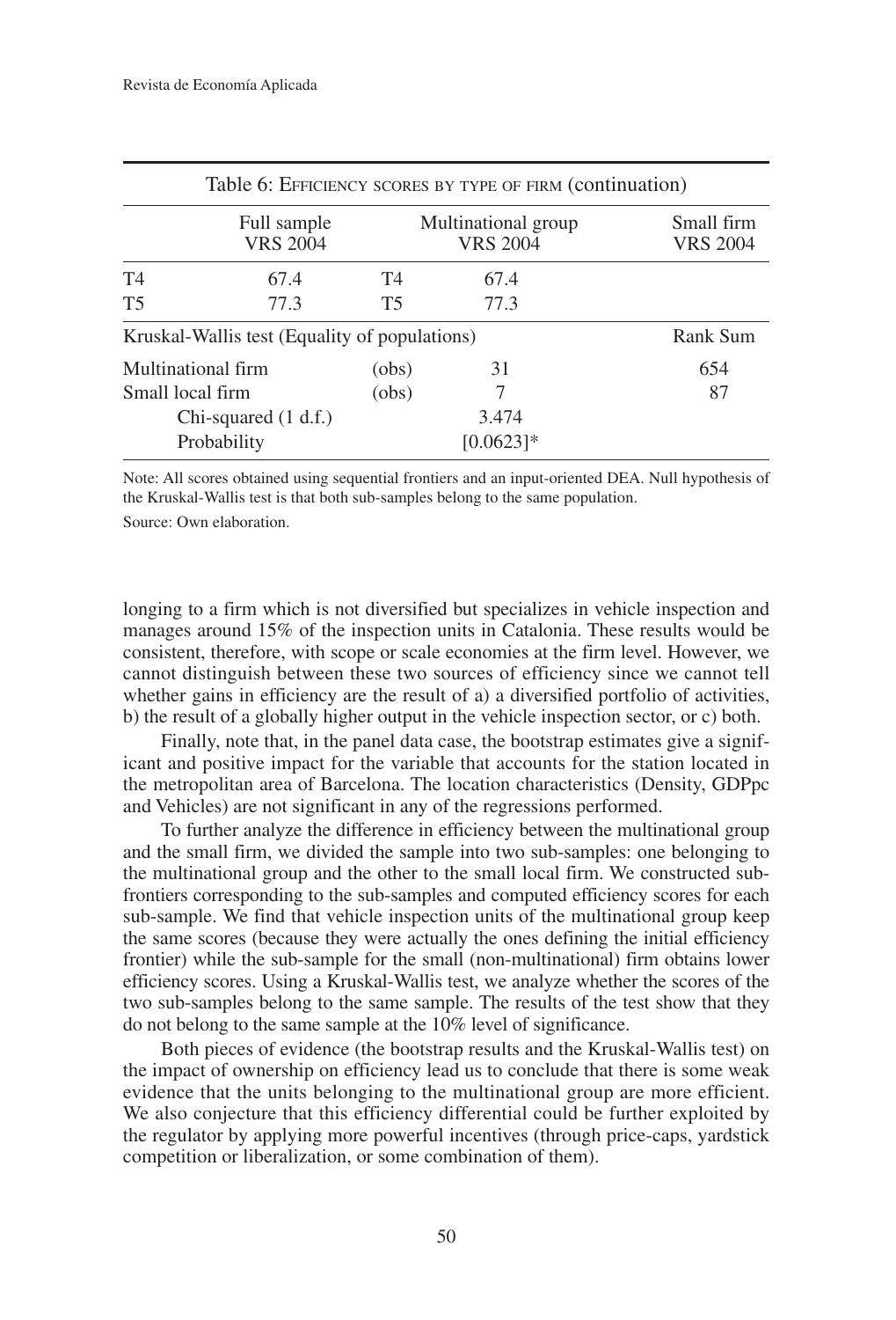Table 6: Efficiency scores by type of firm (continuation)

| | Full sample VRS 2004 | | Multinational group VRS 2004 | Small firm VRS 2004 |
|---|---|---|---|---|
| T4 | 67.4 | T4 | 67.4 | |
| T5 | 77.3 | T5 | 77.3 | |
| Kruskal-Wallis test (Equality of populations) | | | | Rank Sum |
| Multinational firm | | (obs) | 31 | 654 |
| Small local firm | | (obs) | 7 | 87 |
| Chi-squared (1 d.f.) | | | 3.474 | |
| Probability | | | [0.0623]* | |

Note: All scores obtained using sequential frontiers and an input-oriented DEA. Null hypothesis of the Kruskal-Wallis test is that both sub-samples belong to the same population.

Source: Own elaboration.

longing to a firm which is not diversified but specializes in vehicle inspection and manages around 15% of the inspection units in Catalonia. These results would be consistent, therefore, with scope or scale economies at the firm level. However, we cannot distinguish between these two sources of efficiency since we cannot tell whether gains in efficiency are the result of a) a diversified portfolio of activities, b) the result of a globally higher output in the vehicle inspection sector, or c) both.

Finally, note that, in the panel data case, the bootstrap estimates give a significant and positive impact for the variable that accounts for the station located in the metropolitan area of Barcelona. The location characteristics (Density, GDPpc and Vehicles) are not significant in any of the regressions performed.

To further analyze the difference in efficiency between the multinational group and the small firm, we divided the sample into two sub-samples: one belonging to the multinational group and the other to the small local firm. We constructed sub-frontiers corresponding to the sub-samples and computed efficiency scores for each sub-sample. We find that vehicle inspection units of the multinational group keep the same scores (because they were actually the ones defining the initial efficiency frontier) while the sub-sample for the small (non-multinational) firm obtains lower efficiency scores. Using a Kruskal-Wallis test, we analyze whether the scores of the two sub-samples belong to the same sample. The results of the test show that they do not belong to the same sample at the 10% level of significance.

Both pieces of evidence (the bootstrap results and the Kruskal-Wallis test) on the impact of ownership on efficiency lead us to conclude that there is some weak evidence that the units belonging to the multinational group are more efficient. We also conjecture that this efficiency differential could be further exploited by the regulator by applying more powerful incentives (through price-caps, yardstick competition or liberalization, or some combination of them).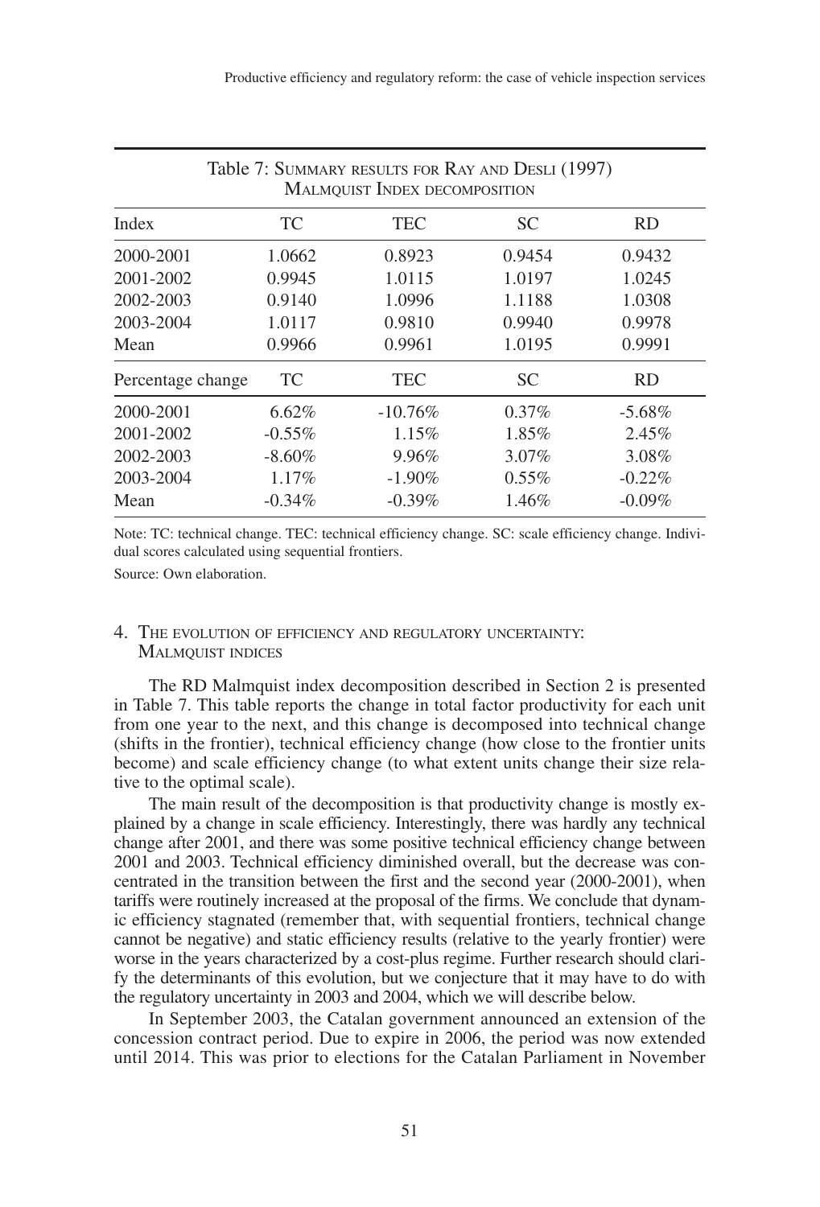Table 7: Summary results for Ray and Desli (1997) Malmquist Index decomposition

| Index | TC | TEC | SC | RD |
|---|---|---|---|---|
| 2000-2001 | 1.0662 | 0.8923 | 0.9454 | 0.9432 |
| 2001-2002 | 0.9945 | 1.0115 | 1.0197 | 1.0245 |
| 2002-2003 | 0.9140 | 1.0996 | 1.1188 | 1.0308 |
| 2003-2004 | 1.0117 | 0.9810 | 0.9940 | 0.9978 |
| Mean | 0.9966 | 0.9961 | 1.0195 | 0.9991 |
| **Percentage change** | **TC** | **TEC** | **SC** | **RD** |
| 2000-2001 | 6.62% | -10.76% | 0.37% | -5.68% |
| 2001-2002 | -0.55% | 1.15% | 1.85% | 2.45% |
| 2002-2003 | -8.60% | 9.96% | 3.07% | 3.08% |
| 2003-2004 | 1.17% | -1.90% | 0.55% | -0.22% |
| Mean | -0.34% | -0.39% | 1.46% | -0.09% |

Note: TC: technical change. TEC: technical efficiency change. SC: scale efficiency change. Individual scores calculated using sequential frontiers.

Source: Own elaboration.

## 4. The evolution of efficiency and regulatory uncertainty: Malmquist indices

The RD Malmquist index decomposition described in Section 2 is presented in Table 7. This table reports the change in total factor productivity for each unit from one year to the next, and this change is decomposed into technical change (shifts in the frontier), technical efficiency change (how close to the frontier units become) and scale efficiency change (to what extent units change their size relative to the optimal scale).

The main result of the decomposition is that productivity change is mostly explained by a change in scale efficiency. Interestingly, there was hardly any technical change after 2001, and there was some positive technical efficiency change between 2001 and 2003. Technical efficiency diminished overall, but the decrease was concentrated in the transition between the first and the second year (2000-2001), when tariffs were routinely increased at the proposal of the firms. We conclude that dynamic efficiency stagnated (remember that, with sequential frontiers, technical change cannot be negative) and static efficiency results (relative to the yearly frontier) were worse in the years characterized by a cost-plus regime. Further research should clarify the determinants of this evolution, but we conjecture that it may have to do with the regulatory uncertainty in 2003 and 2004, which we will describe below.

In September 2003, the Catalan government announced an extension of the concession contract period. Due to expire in 2006, the period was now extended until 2014. This was prior to elections for the Catalan Parliament in November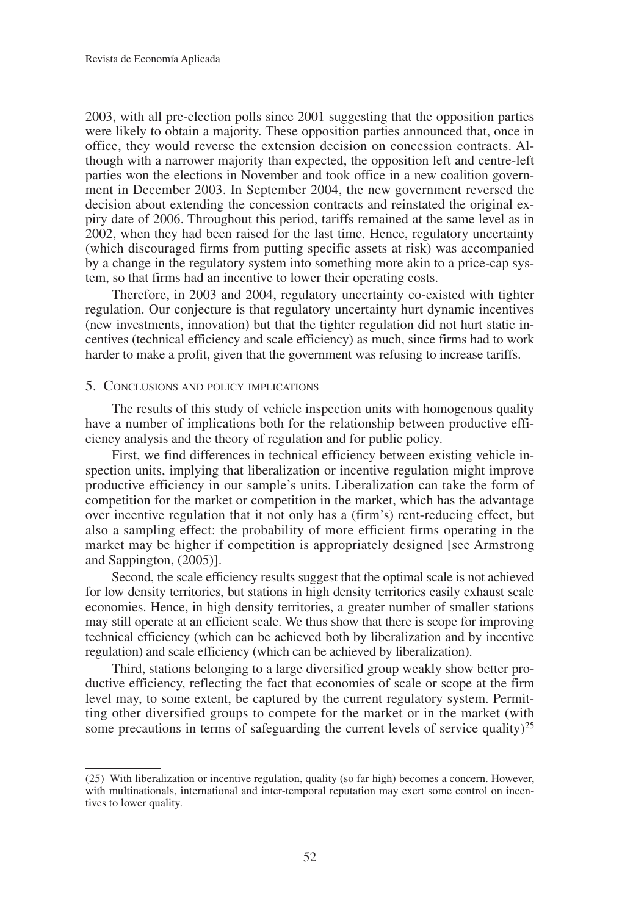2003, with all pre-election polls since 2001 suggesting that the opposition parties were likely to obtain a majority. These opposition parties announced that, once in office, they would reverse the extension decision on concession contracts. Although with a narrower majority than expected, the opposition left and centre-left parties won the elections in November and took office in a new coalition government in December 2003. In September 2004, the new government reversed the decision about extending the concession contracts and reinstated the original expiry date of 2006. Throughout this period, tariffs remained at the same level as in 2002, when they had been raised for the last time. Hence, regulatory uncertainty (which discouraged firms from putting specific assets at risk) was accompanied by a change in the regulatory system into something more akin to a price-cap system, so that firms had an incentive to lower their operating costs.

Therefore, in 2003 and 2004, regulatory uncertainty co-existed with tighter regulation. Our conjecture is that regulatory uncertainty hurt dynamic incentives (new investments, innovation) but that the tighter regulation did not hurt static incentives (technical efficiency and scale efficiency) as much, since firms had to work harder to make a profit, given that the government was refusing to increase tariffs.

## 5. Conclusions and policy implications

The results of this study of vehicle inspection units with homogenous quality have a number of implications both for the relationship between productive efficiency analysis and the theory of regulation and for public policy.

First, we find differences in technical efficiency between existing vehicle inspection units, implying that liberalization or incentive regulation might improve productive efficiency in our sample's units. Liberalization can take the form of competition for the market or competition in the market, which has the advantage over incentive regulation that it not only has a (firm's) rent-reducing effect, but also a sampling effect: the probability of more efficient firms operating in the market may be higher if competition is appropriately designed [see Armstrong and Sappington, (2005)].

Second, the scale efficiency results suggest that the optimal scale is not achieved for low density territories, but stations in high density territories easily exhaust scale economies. Hence, in high density territories, a greater number of smaller stations may still operate at an efficient scale. We thus show that there is scope for improving technical efficiency (which can be achieved both by liberalization and by incentive regulation) and scale efficiency (which can be achieved by liberalization).

Third, stations belonging to a large diversified group weakly show better productive efficiency, reflecting the fact that economies of scale or scope at the firm level may, to some extent, be captured by the current regulatory system. Permitting other diversified groups to compete for the market or in the market (with some precautions in terms of safeguarding the current levels of service quality)[25]

(25) With liberalization or incentive regulation, quality (so far high) becomes a concern. However, with multinationals, international and inter-temporal reputation may exert some control on incentives to lower quality.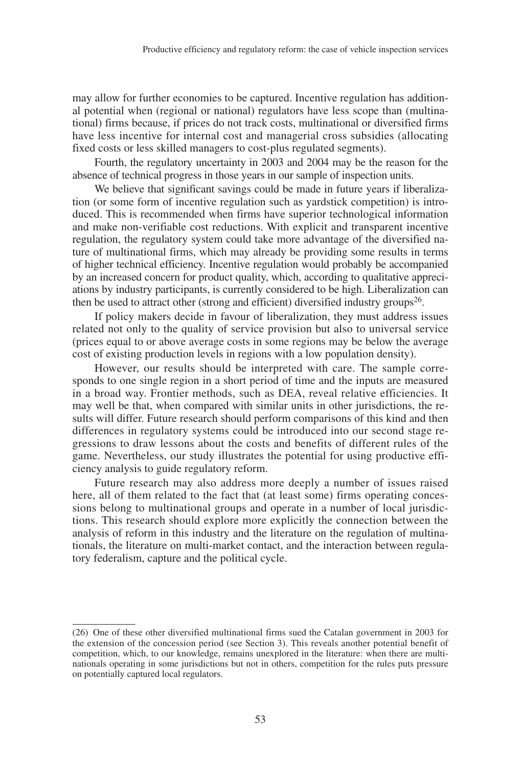may allow for further economies to be captured. Incentive regulation has additional potential when (regional or national) regulators have less scope than (multinational) firms because, if prices do not track costs, multinational or diversified firms have less incentive for internal cost and managerial cross subsidies (allocating fixed costs or less skilled managers to cost-plus regulated segments).

Fourth, the regulatory uncertainty in 2003 and 2004 may be the reason for the absence of technical progress in those years in our sample of inspection units.

We believe that significant savings could be made in future years if liberalization (or some form of incentive regulation such as yardstick competition) is introduced. This is recommended when firms have superior technological information and make non-verifiable cost reductions. With explicit and transparent incentive regulation, the regulatory system could take more advantage of the diversified nature of multinational firms, which may already be providing some results in terms of higher technical efficiency. Incentive regulation would probably be accompanied by an increased concern for product quality, which, according to qualitative appreciations by industry participants, is currently considered to be high. Liberalization can then be used to attract other (strong and efficient) diversified industry groups[26].

If policy makers decide in favour of liberalization, they must address issues related not only to the quality of service provision but also to universal service (prices equal to or above average costs in some regions may be below the average cost of existing production levels in regions with a low population density).

However, our results should be interpreted with care. The sample corresponds to one single region in a short period of time and the inputs are measured in a broad way. Frontier methods, such as DEA, reveal relative efficiencies. It may well be that, when compared with similar units in other jurisdictions, the results will differ. Future research should perform comparisons of this kind and then differences in regulatory systems could be introduced into our second stage regressions to draw lessons about the costs and benefits of different rules of the game. Nevertheless, our study illustrates the potential for using productive efficiency analysis to guide regulatory reform.

Future research may also address more deeply a number of issues raised here, all of them related to the fact that (at least some) firms operating concessions belong to multinational groups and operate in a number of local jurisdictions. This research should explore more explicitly the connection between the analysis of reform in this industry and the literature on the regulation of multinationals, the literature on multi-market contact, and the interaction between regulatory federalism, capture and the political cycle.

---

(26) One of these other diversified multinational firms sued the Catalan government in 2003 for the extension of the concession period (see Section 3). This reveals another potential benefit of competition, which, to our knowledge, remains unexplored in the literature: when there are multinationals operating in some jurisdictions but not in others, competition for the rules puts pressure on potentially captured local regulators.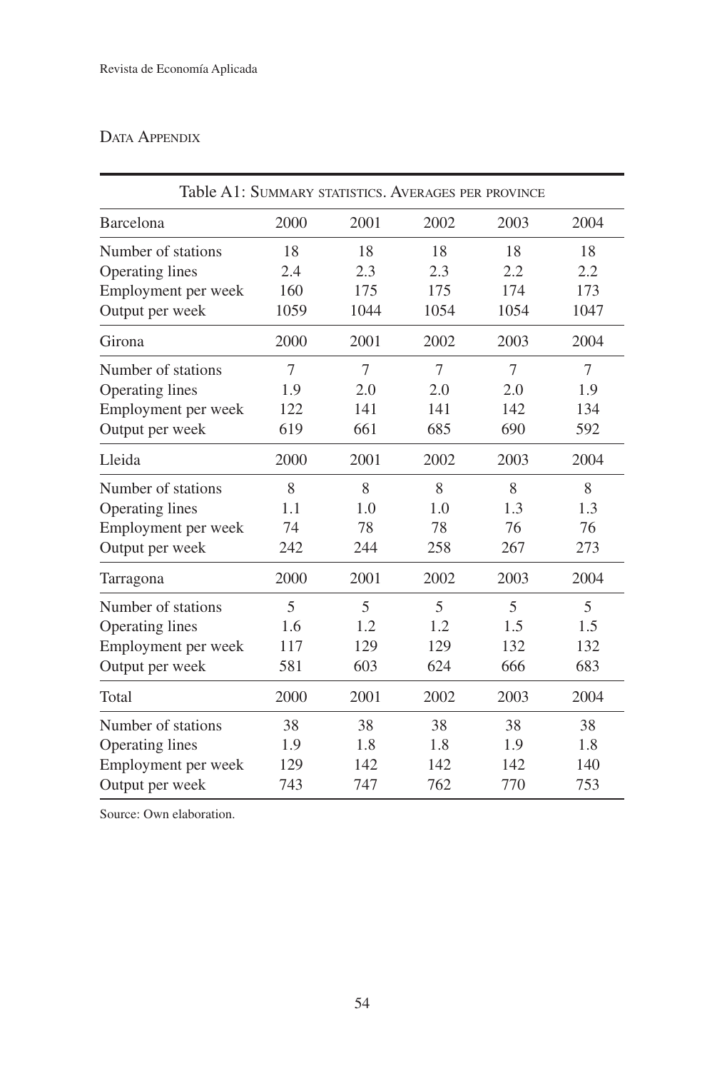## Data Appendix

Table A1: Summary statistics. Averages per province

| Barcelona | 2000 | 2001 | 2002 | 2003 | 2004 |
|---|---|---|---|---|---|
| Number of stations | 18 | 18 | 18 | 18 | 18 |
| Operating lines | 2.4 | 2.3 | 2.3 | 2.2 | 2.2 |
| Employment per week | 160 | 175 | 175 | 174 | 173 |
| Output per week | 1059 | 1044 | 1054 | 1054 | 1047 |
| **Girona** | **2000** | **2001** | **2002** | **2003** | **2004** |
| Number of stations | 7 | 7 | 7 | 7 | 7 |
| Operating lines | 1.9 | 2.0 | 2.0 | 2.0 | 1.9 |
| Employment per week | 122 | 141 | 141 | 142 | 134 |
| Output per week | 619 | 661 | 685 | 690 | 592 |
| **Lleida** | **2000** | **2001** | **2002** | **2003** | **2004** |
| Number of stations | 8 | 8 | 8 | 8 | 8 |
| Operating lines | 1.1 | 1.0 | 1.0 | 1.3 | 1.3 |
| Employment per week | 74 | 78 | 78 | 76 | 76 |
| Output per week | 242 | 244 | 258 | 267 | 273 |
| **Tarragona** | **2000** | **2001** | **2002** | **2003** | **2004** |
| Number of stations | 5 | 5 | 5 | 5 | 5 |
| Operating lines | 1.6 | 1.2 | 1.2 | 1.5 | 1.5 |
| Employment per week | 117 | 129 | 129 | 132 | 132 |
| Output per week | 581 | 603 | 624 | 666 | 683 |
| **Total** | **2000** | **2001** | **2002** | **2003** | **2004** |
| Number of stations | 38 | 38 | 38 | 38 | 38 |
| Operating lines | 1.9 | 1.8 | 1.8 | 1.9 | 1.8 |
| Employment per week | 129 | 142 | 142 | 142 | 140 |
| Output per week | 743 | 747 | 762 | 770 | 753 |

Source: Own elaboration.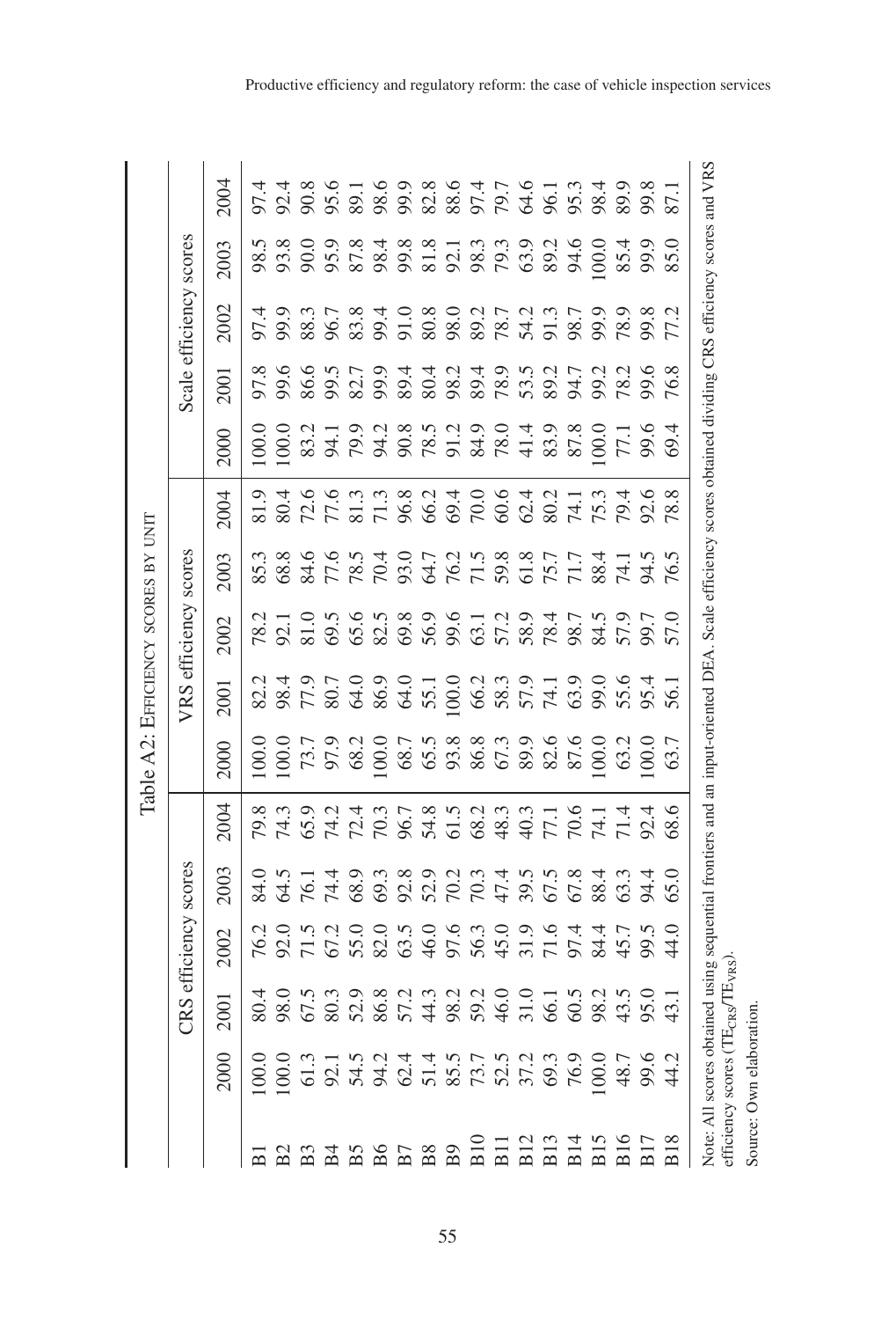Table A2: Efficiency scores by unit

| | CRS efficiency scores | | | | | VRS efficiency scores | | | | | Scale efficiency scores | | | | |
|---|---|---|---|---|---|---|---|---|---|---|---|---|---|---|---|
| | 2000 | 2001 | 2002 | 2003 | 2004 | 2000 | 2001 | 2002 | 2003 | 2004 | 2000 | 2001 | 2002 | 2003 | 2004 |
| B1 | 100.0 | 80.4 | 76.2 | 84.0 | 79.8 | 100.0 | 82.2 | 78.2 | 85.3 | 81.9 | 100.0 | 97.8 | 97.4 | 98.5 | 97.4 |
| B2 | 100.0 | 98.0 | 92.0 | 64.5 | 74.3 | 100.0 | 98.4 | 92.1 | 68.8 | 80.4 | 100.0 | 99.6 | 99.9 | 93.8 | 92.4 |
| B3 | 61.3 | 67.5 | 71.5 | 76.1 | 65.9 | 73.7 | 77.9 | 81.0 | 84.6 | 72.6 | 83.2 | 86.6 | 88.3 | 90.0 | 90.8 |
| B4 | 92.1 | 80.3 | 67.2 | 74.4 | 74.2 | 97.9 | 80.7 | 69.5 | 77.6 | 77.6 | 94.1 | 99.5 | 96.7 | 95.9 | 95.6 |
| B5 | 54.5 | 52.9 | 55.0 | 68.9 | 72.4 | 68.2 | 64.0 | 65.6 | 78.5 | 81.3 | 79.9 | 82.7 | 83.8 | 87.8 | 89.1 |
| B6 | 94.2 | 86.8 | 82.0 | 69.3 | 70.3 | 100.0 | 86.9 | 82.5 | 70.4 | 71.3 | 94.2 | 99.9 | 99.4 | 98.4 | 98.6 |
| B7 | 62.4 | 57.2 | 63.5 | 92.8 | 96.7 | 68.7 | 64.0 | 69.8 | 93.0 | 96.8 | 90.8 | 89.4 | 91.0 | 99.8 | 99.9 |
| B8 | 51.4 | 44.3 | 46.0 | 52.9 | 54.8 | 65.5 | 55.1 | 56.9 | 64.7 | 66.2 | 78.5 | 80.4 | 80.8 | 81.8 | 82.8 |
| B9 | 85.5 | 98.2 | 97.6 | 70.2 | 61.5 | 93.8 | 100.0 | 99.6 | 76.2 | 69.4 | 91.2 | 98.2 | 98.0 | 92.1 | 88.6 |
| B10 | 73.7 | 59.2 | 56.3 | 70.3 | 68.2 | 86.8 | 66.2 | 63.1 | 71.5 | 70.0 | 84.9 | 89.4 | 89.2 | 98.3 | 97.4 |
| B11 | 52.5 | 46.0 | 45.0 | 47.4 | 48.3 | 67.3 | 58.3 | 57.2 | 59.8 | 60.6 | 78.0 | 78.9 | 78.7 | 79.3 | 79.7 |
| B12 | 37.2 | 31.0 | 31.9 | 39.5 | 40.3 | 89.9 | 57.9 | 58.9 | 61.8 | 62.4 | 41.4 | 53.5 | 54.2 | 63.9 | 64.6 |
| B13 | 69.3 | 66.1 | 71.6 | 67.5 | 77.1 | 82.6 | 74.1 | 78.4 | 75.7 | 80.2 | 83.9 | 89.2 | 91.3 | 89.2 | 96.1 |
| B14 | 76.9 | 60.5 | 97.4 | 67.8 | 70.6 | 87.6 | 63.9 | 98.7 | 71.7 | 74.1 | 87.8 | 94.7 | 98.7 | 94.6 | 95.3 |
| B15 | 100.0 | 98.2 | 84.4 | 88.4 | 74.1 | 100.0 | 99.0 | 84.5 | 88.4 | 75.3 | 100.0 | 99.2 | 99.9 | 100.0 | 98.4 |
| B16 | 48.7 | 43.5 | 45.7 | 63.3 | 71.4 | 63.2 | 55.6 | 57.9 | 74.1 | 79.4 | 77.1 | 78.2 | 78.9 | 85.4 | 89.9 |
| B17 | 99.6 | 95.0 | 99.5 | 94.4 | 92.4 | 100.0 | 95.4 | 99.7 | 94.5 | 92.6 | 99.6 | 99.6 | 99.8 | 99.9 | 99.8 |
| B18 | 44.2 | 43.1 | 44.0 | 65.0 | 68.6 | 63.7 | 56.1 | 57.0 | 76.5 | 78.8 | 69.4 | 76.8 | 77.2 | 85.0 | 87.1 |

Note: All scores obtained using sequential frontiers and an input-oriented DEA. Scale efficiency scores obtained dividing CRS efficiency scores and VRS efficiency scores ($TE_{CRS}/TE_{VRS}$).

Source: Own elaboration.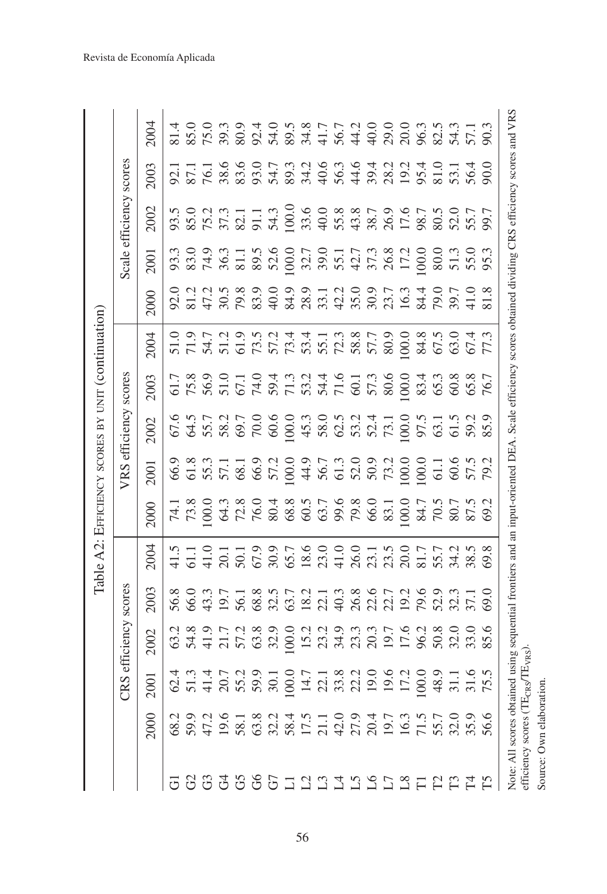Table A2: EFFICIENCY SCORES BY UNIT (continuation)

| | CRS efficiency scores | | | | | VRS efficiency scores | | | | | Scale efficiency scores | | | | |
|---|---|---|---|---|---|---|---|---|---|---|---|---|---|---|---|
| | 2000 | 2001 | 2002 | 2003 | 2004 | 2000 | 2001 | 2002 | 2003 | 2004 | 2000 | 2001 | 2002 | 2003 | 2004 |
| G1 | 68.2 | 62.4 | 63.2 | 56.8 | 41.5 | 74.1 | 66.9 | 67.6 | 61.7 | 51.0 | 92.0 | 93.3 | 93.5 | 92.1 | 81.4 |
| G2 | 59.9 | 51.3 | 54.8 | 66.0 | 61.1 | 73.8 | 61.8 | 64.5 | 75.8 | 71.9 | 81.2 | 83.0 | 85.0 | 87.1 | 85.0 |
| G3 | 47.2 | 41.4 | 41.9 | 43.3 | 41.0 | 100.0 | 55.3 | 55.7 | 56.9 | 54.7 | 47.2 | 74.9 | 75.2 | 76.1 | 75.0 |
| G4 | 19.6 | 20.7 | 21.7 | 19.7 | 20.1 | 64.3 | 57.1 | 58.2 | 51.0 | 51.2 | 30.5 | 36.3 | 37.3 | 38.6 | 39.3 |
| G5 | 58.1 | 55.2 | 57.2 | 56.1 | 50.1 | 72.8 | 68.1 | 69.7 | 67.1 | 61.9 | 79.8 | 81.1 | 82.1 | 83.6 | 80.9 |
| G6 | 63.8 | 59.9 | 63.8 | 68.8 | 67.9 | 76.0 | 66.9 | 70.0 | 74.0 | 73.5 | 83.9 | 89.5 | 91.1 | 93.0 | 92.4 |
| G7 | 32.2 | 30.1 | 32.9 | 32.5 | 30.9 | 80.4 | 57.2 | 60.6 | 59.4 | 57.2 | 40.0 | 52.6 | 54.3 | 54.7 | 54.0 |
| L1 | 58.4 | 100.0 | 100.0 | 63.7 | 65.7 | 68.8 | 100.0 | 100.0 | 71.3 | 73.4 | 84.9 | 100.0 | 100.0 | 89.3 | 89.5 |
| L2 | 17.5 | 14.7 | 15.2 | 18.2 | 18.6 | 60.5 | 44.9 | 45.3 | 53.2 | 53.4 | 28.9 | 32.7 | 33.6 | 34.2 | 34.8 |
| L3 | 21.1 | 22.1 | 23.2 | 22.1 | 23.0 | 63.7 | 56.7 | 58.0 | 54.4 | 55.1 | 33.1 | 39.0 | 40.0 | 40.6 | 41.7 |
| L4 | 42.0 | 33.8 | 34.9 | 40.3 | 41.0 | 99.6 | 61.3 | 62.5 | 71.6 | 72.3 | 42.2 | 55.1 | 55.8 | 56.3 | 56.7 |
| L5 | 27.9 | 22.2 | 23.3 | 26.8 | 26.0 | 79.8 | 52.0 | 53.2 | 60.1 | 58.8 | 35.0 | 42.7 | 43.8 | 44.6 | 44.2 |
| L6 | 20.4 | 19.0 | 20.3 | 22.6 | 23.1 | 66.0 | 50.9 | 52.4 | 57.3 | 57.7 | 30.9 | 37.3 | 38.7 | 39.4 | 40.0 |
| L7 | 19.7 | 19.6 | 19.7 | 22.7 | 23.5 | 83.1 | 73.2 | 73.1 | 80.6 | 80.9 | 23.7 | 26.8 | 26.9 | 28.2 | 29.0 |
| L8 | 16.3 | 17.2 | 17.6 | 19.2 | 20.0 | 100.0 | 100.0 | 100.0 | 100.0 | 100.0 | 16.3 | 17.2 | 17.6 | 19.2 | 20.0 |
| T1 | 71.5 | 100.0 | 96.2 | 79.6 | 81.7 | 84.7 | 100.0 | 97.5 | 83.4 | 84.8 | 84.4 | 100.0 | 98.7 | 95.4 | 96.3 |
| T2 | 55.7 | 48.9 | 50.8 | 52.9 | 55.7 | 70.5 | 61.1 | 63.1 | 65.3 | 67.5 | 79.0 | 80.0 | 80.5 | 81.0 | 82.5 |
| T3 | 32.0 | 31.1 | 32.0 | 32.3 | 34.2 | 80.7 | 60.6 | 61.5 | 60.8 | 63.0 | 39.7 | 51.3 | 52.0 | 53.1 | 54.3 |
| T4 | 35.9 | 31.6 | 33.0 | 37.1 | 38.5 | 87.5 | 57.5 | 59.2 | 65.8 | 67.4 | 41.0 | 55.0 | 55.7 | 56.4 | 57.1 |
| T5 | 56.6 | 75.5 | 85.6 | 69.0 | 69.8 | 69.2 | 79.2 | 85.9 | 76.7 | 77.3 | 81.8 | 95.3 | 99.7 | 90.0 | 90.3 |

Note: All scores obtained using sequential frontiers and an input-oriented DEA. Scale efficiency scores obtained dividing CRS efficiency scores and VRS efficiency scores ($TE_{CRS}/TE_{VRS}$).

Source: Own elaboration.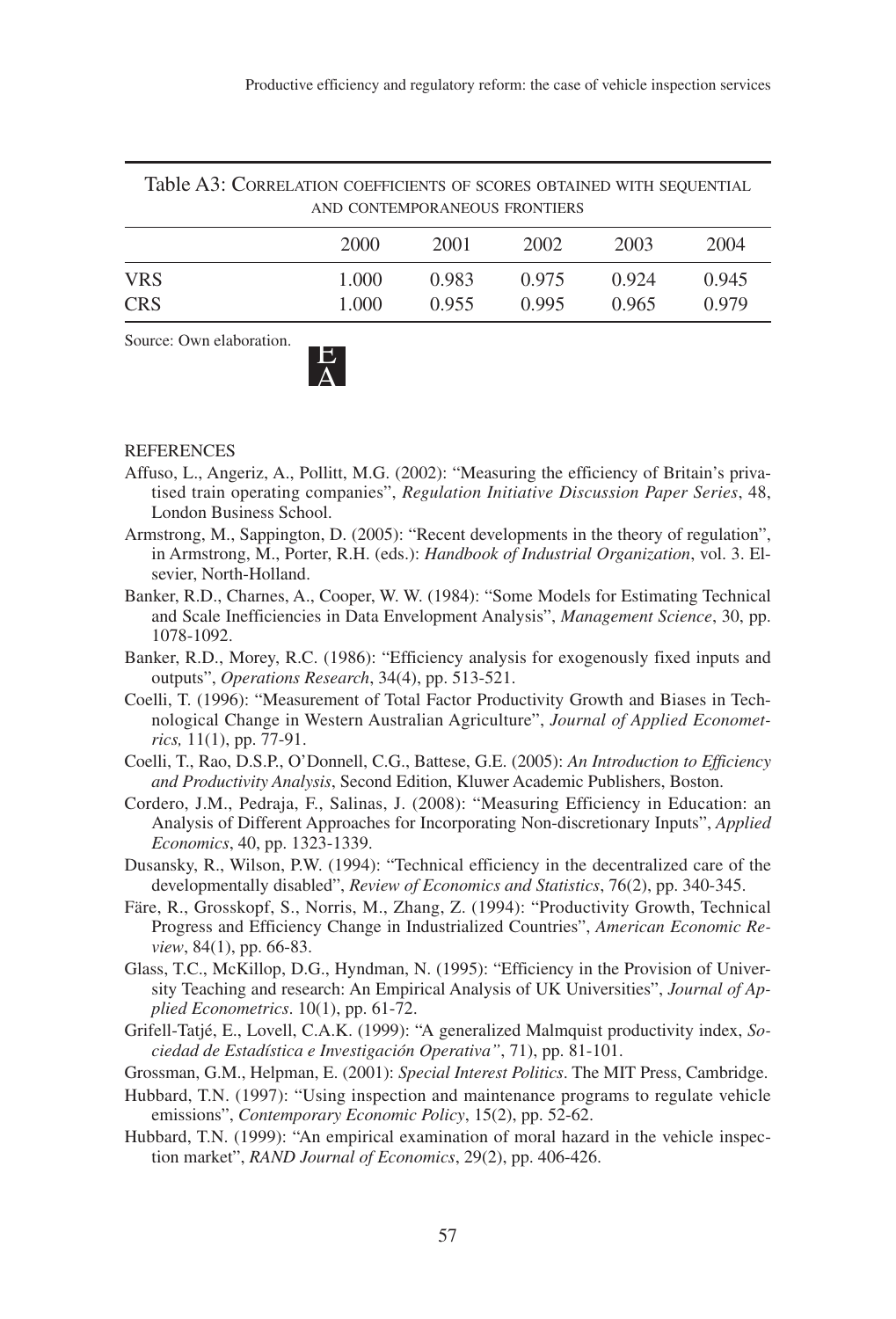Table A3: Correlation coefficients of scores obtained with sequential and contemporaneous frontiers

| | 2000 | 2001 | 2002 | 2003 | 2004 |
|---|---|---|---|---|---|
| VRS | 1.000 | 0.983 | 0.975 | 0.924 | 0.945 |
| CRS | 1.000 | 0.955 | 0.995 | 0.965 | 0.979 |

Source: Own elaboration.

## REFERENCES

Affuso, L., Angeriz, A., Pollitt, M.G. (2002): "Measuring the efficiency of Britain's privatised train operating companies", *Regulation Initiative Discussion Paper Series*, 48, London Business School.

Armstrong, M., Sappington, D. (2005): "Recent developments in the theory of regulation", in Armstrong, M., Porter, R.H. (eds.): *Handbook of Industrial Organization*, vol. 3. Elsevier, North-Holland.

Banker, R.D., Charnes, A., Cooper, W. W. (1984): "Some Models for Estimating Technical and Scale Inefficiencies in Data Envelopment Analysis", *Management Science*, 30, pp. 1078-1092.

Banker, R.D., Morey, R.C. (1986): "Efficiency analysis for exogenously fixed inputs and outputs", *Operations Research*, 34(4), pp. 513-521.

Coelli, T. (1996): "Measurement of Total Factor Productivity Growth and Biases in Technological Change in Western Australian Agriculture", *Journal of Applied Econometrics,* 11(1), pp. 77-91.

Coelli, T., Rao, D.S.P., O'Donnell, C.G., Battese, G.E. (2005): *An Introduction to Efficiency and Productivity Analysis*, Second Edition, Kluwer Academic Publishers, Boston.

Cordero, J.M., Pedraja, F., Salinas, J. (2008): "Measuring Efficiency in Education: an Analysis of Different Approaches for Incorporating Non-discretionary Inputs", *Applied Economics*, 40, pp. 1323-1339.

Dusansky, R., Wilson, P.W. (1994): "Technical efficiency in the decentralized care of the developmentally disabled", *Review of Economics and Statistics*, 76(2), pp. 340-345.

Färe, R., Grosskopf, S., Norris, M., Zhang, Z. (1994): "Productivity Growth, Technical Progress and Efficiency Change in Industrialized Countries", *American Economic Review*, 84(1), pp. 66-83.

Glass, T.C., McKillop, D.G., Hyndman, N. (1995): "Efficiency in the Provision of University Teaching and research: An Empirical Analysis of UK Universities", *Journal of Applied Econometrics*. 10(1), pp. 61-72.

Grifell-Tatjé, E., Lovell, C.A.K. (1999): "A generalized Malmquist productivity index, *Sociedad de Estadística e Investigación Operativa"*, 71), pp. 81-101.

Grossman, G.M., Helpman, E. (2001): *Special Interest Politics*. The MIT Press, Cambridge.

Hubbard, T.N. (1997): "Using inspection and maintenance programs to regulate vehicle emissions", *Contemporary Economic Policy*, 15(2), pp. 52-62.

Hubbard, T.N. (1999): "An empirical examination of moral hazard in the vehicle inspection market", *RAND Journal of Economics*, 29(2), pp. 406-426.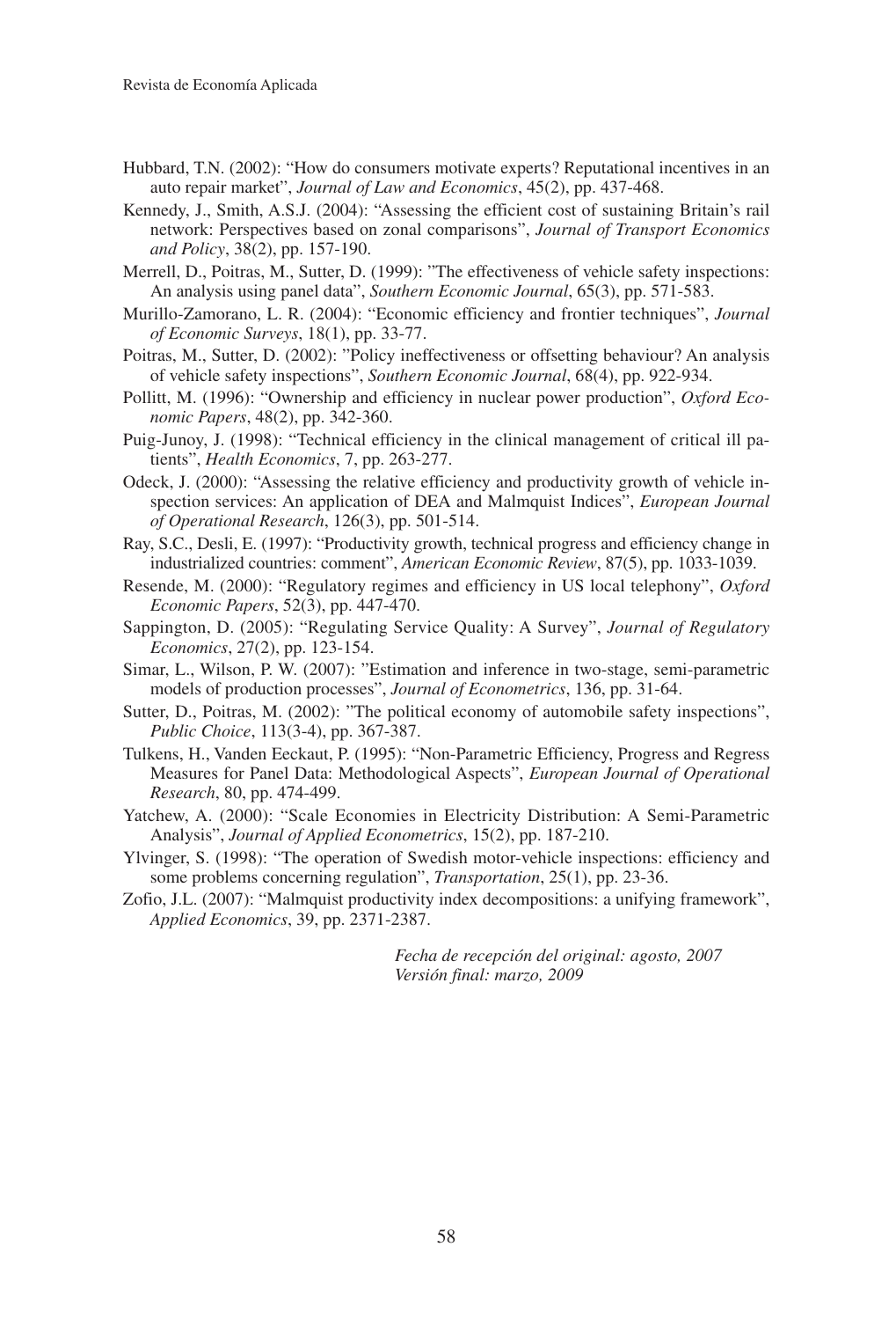Hubbard, T.N. (2002): "How do consumers motivate experts? Reputational incentives in an auto repair market", *Journal of Law and Economics*, 45(2), pp. 437-468.

Kennedy, J., Smith, A.S.J. (2004): "Assessing the efficient cost of sustaining Britain's rail network: Perspectives based on zonal comparisons", *Journal of Transport Economics and Policy*, 38(2), pp. 157-190.

Merrell, D., Poitras, M., Sutter, D. (1999): "The effectiveness of vehicle safety inspections: An analysis using panel data", *Southern Economic Journal*, 65(3), pp. 571-583.

Murillo-Zamorano, L. R. (2004): "Economic efficiency and frontier techniques", *Journal of Economic Surveys*, 18(1), pp. 33-77.

Poitras, M., Sutter, D. (2002): "Policy ineffectiveness or offsetting behaviour? An analysis of vehicle safety inspections", *Southern Economic Journal*, 68(4), pp. 922-934.

Pollitt, M. (1996): "Ownership and efficiency in nuclear power production", *Oxford Economic Papers*, 48(2), pp. 342-360.

Puig-Junoy, J. (1998): "Technical efficiency in the clinical management of critical ill patients", *Health Economics*, 7, pp. 263-277.

Odeck, J. (2000): "Assessing the relative efficiency and productivity growth of vehicle inspection services: An application of DEA and Malmquist Indices", *European Journal of Operational Research*, 126(3), pp. 501-514.

Ray, S.C., Desli, E. (1997): "Productivity growth, technical progress and efficiency change in industrialized countries: comment", *American Economic Review*, 87(5), pp. 1033-1039.

Resende, M. (2000): "Regulatory regimes and efficiency in US local telephony", *Oxford Economic Papers*, 52(3), pp. 447-470.

Sappington, D. (2005): "Regulating Service Quality: A Survey", *Journal of Regulatory Economics*, 27(2), pp. 123-154.

Simar, L., Wilson, P. W. (2007): "Estimation and inference in two-stage, semi-parametric models of production processes", *Journal of Econometrics*, 136, pp. 31-64.

Sutter, D., Poitras, M. (2002): "The political economy of automobile safety inspections", *Public Choice*, 113(3-4), pp. 367-387.

Tulkens, H., Vanden Eeckaut, P. (1995): "Non-Parametric Efficiency, Progress and Regress Measures for Panel Data: Methodological Aspects", *European Journal of Operational Research*, 80, pp. 474-499.

Yatchew, A. (2000): "Scale Economies in Electricity Distribution: A Semi-Parametric Analysis", *Journal of Applied Econometrics*, 15(2), pp. 187-210.

Ylvinger, S. (1998): "The operation of Swedish motor-vehicle inspections: efficiency and some problems concerning regulation", *Transportation*, 25(1), pp. 23-36.

Zofio, J.L. (2007): "Malmquist productivity index decompositions: a unifying framework", *Applied Economics*, 39, pp. 2371-2387.

*Fecha de recepción del original: agosto, 2007*
*Versión final: marzo, 2009*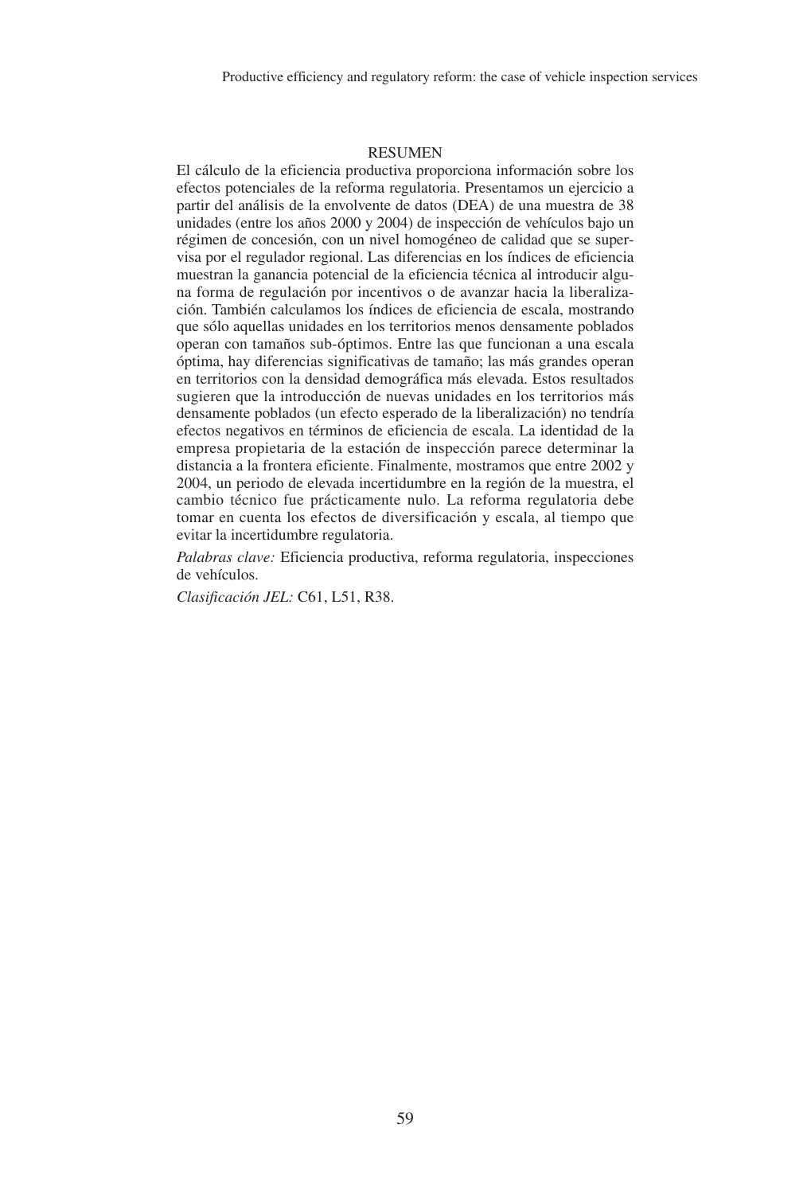## RESUMEN

El cálculo de la eficiencia productiva proporciona información sobre los efectos potenciales de la reforma regulatoria. Presentamos un ejercicio a partir del análisis de la envolvente de datos (DEA) de una muestra de 38 unidades (entre los años 2000 y 2004) de inspección de vehículos bajo un régimen de concesión, con un nivel homogéneo de calidad que se supervisa por el regulador regional. Las diferencias en los índices de eficiencia muestran la ganancia potencial de la eficiencia técnica al introducir alguna forma de regulación por incentivos o de avanzar hacia la liberalización. También calculamos los índices de eficiencia de escala, mostrando que sólo aquellas unidades en los territorios menos densamente poblados operan con tamaños sub-óptimos. Entre las que funcionan a una escala óptima, hay diferencias significativas de tamaño; las más grandes operan en territorios con la densidad demográfica más elevada. Estos resultados sugieren que la introducción de nuevas unidades en los territorios más densamente poblados (un efecto esperado de la liberalización) no tendría efectos negativos en términos de eficiencia de escala. La identidad de la empresa propietaria de la estación de inspección parece determinar la distancia a la frontera eficiente. Finalmente, mostramos que entre 2002 y 2004, un periodo de elevada incertidumbre en la región de la muestra, el cambio técnico fue prácticamente nulo. La reforma regulatoria debe tomar en cuenta los efectos de diversificación y escala, al tiempo que evitar la incertidumbre regulatoria.

*Palabras clave:* Eficiencia productiva, reforma regulatoria, inspecciones de vehículos.

*Clasificación JEL:* C61, L51, R38.